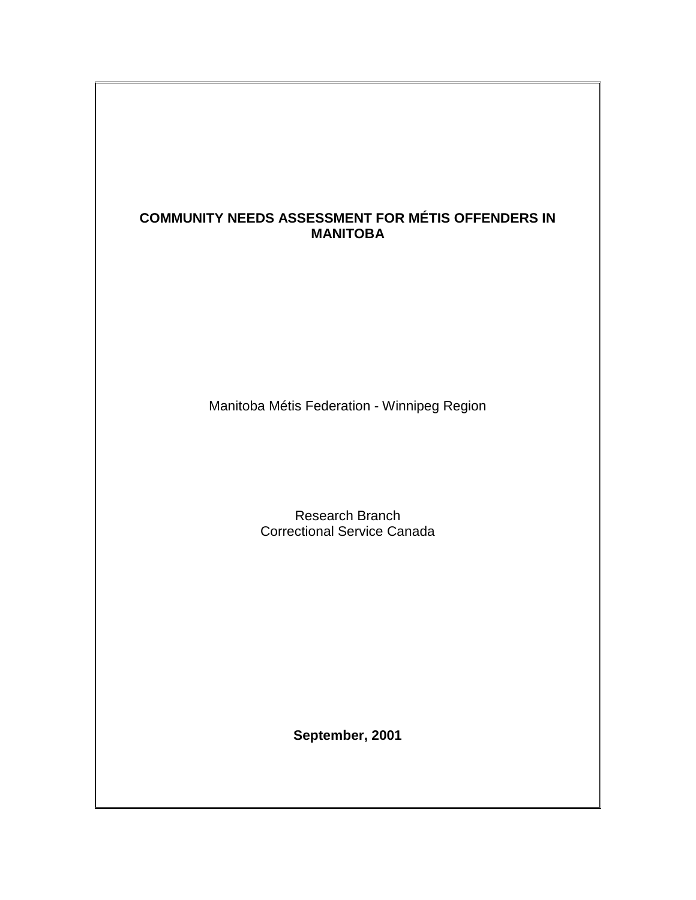# COMMUNITY NEEDS ASSESSMENT FOR MÉTIS OFFENDERS IN MANITOBA

Manitoba Métis Federation - Winnipeg Region

Research Branch
Correctional Service Canada

**September, 2001**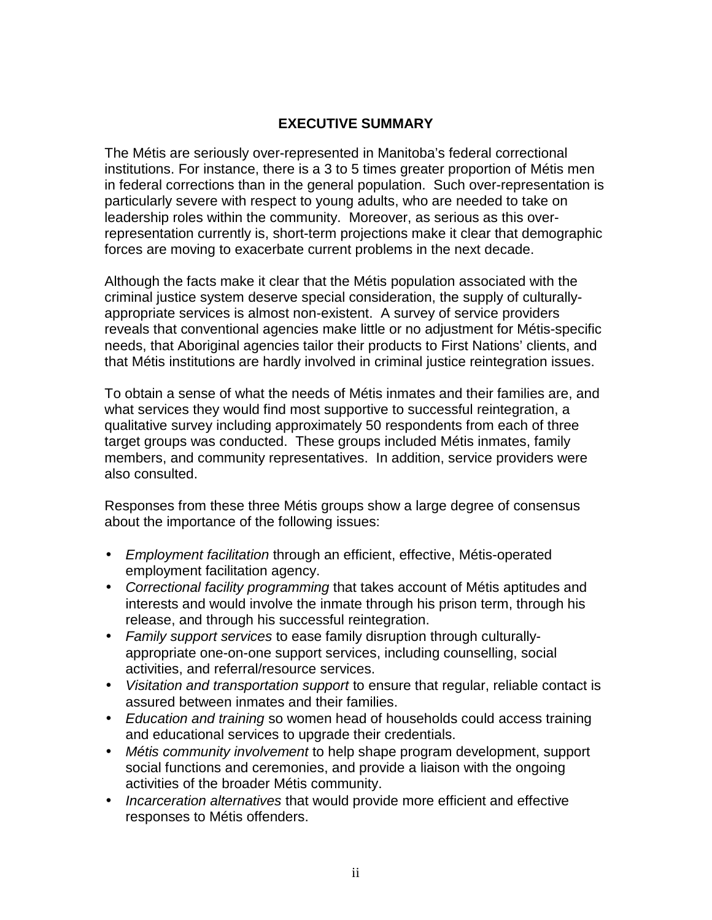# EXECUTIVE SUMMARY

The Métis are seriously over-represented in Manitoba's federal correctional institutions. For instance, there is a 3 to 5 times greater proportion of Métis men in federal corrections than in the general population. Such over-representation is particularly severe with respect to young adults, who are needed to take on leadership roles within the community. Moreover, as serious as this over-representation currently is, short-term projections make it clear that demographic forces are moving to exacerbate current problems in the next decade.

Although the facts make it clear that the Métis population associated with the criminal justice system deserve special consideration, the supply of culturally-appropriate services is almost non-existent. A survey of service providers reveals that conventional agencies make little or no adjustment for Métis-specific needs, that Aboriginal agencies tailor their products to First Nations' clients, and that Métis institutions are hardly involved in criminal justice reintegration issues.

To obtain a sense of what the needs of Métis inmates and their families are, and what services they would find most supportive to successful reintegration, a qualitative survey including approximately 50 respondents from each of three target groups was conducted. These groups included Métis inmates, family members, and community representatives. In addition, service providers were also consulted.

Responses from these three Métis groups show a large degree of consensus about the importance of the following issues:

- *Employment facilitation* through an efficient, effective, Métis-operated employment facilitation agency.
- *Correctional facility programming* that takes account of Métis aptitudes and interests and would involve the inmate through his prison term, through his release, and through his successful reintegration.
- *Family support services* to ease family disruption through culturally-appropriate one-on-one support services, including counselling, social activities, and referral/resource services.
- *Visitation and transportation support* to ensure that regular, reliable contact is assured between inmates and their families.
- *Education and training* so women head of households could access training and educational services to upgrade their credentials.
- *Métis community involvement* to help shape program development, support social functions and ceremonies, and provide a liaison with the ongoing activities of the broader Métis community.
- *Incarceration alternatives* that would provide more efficient and effective responses to Métis offenders.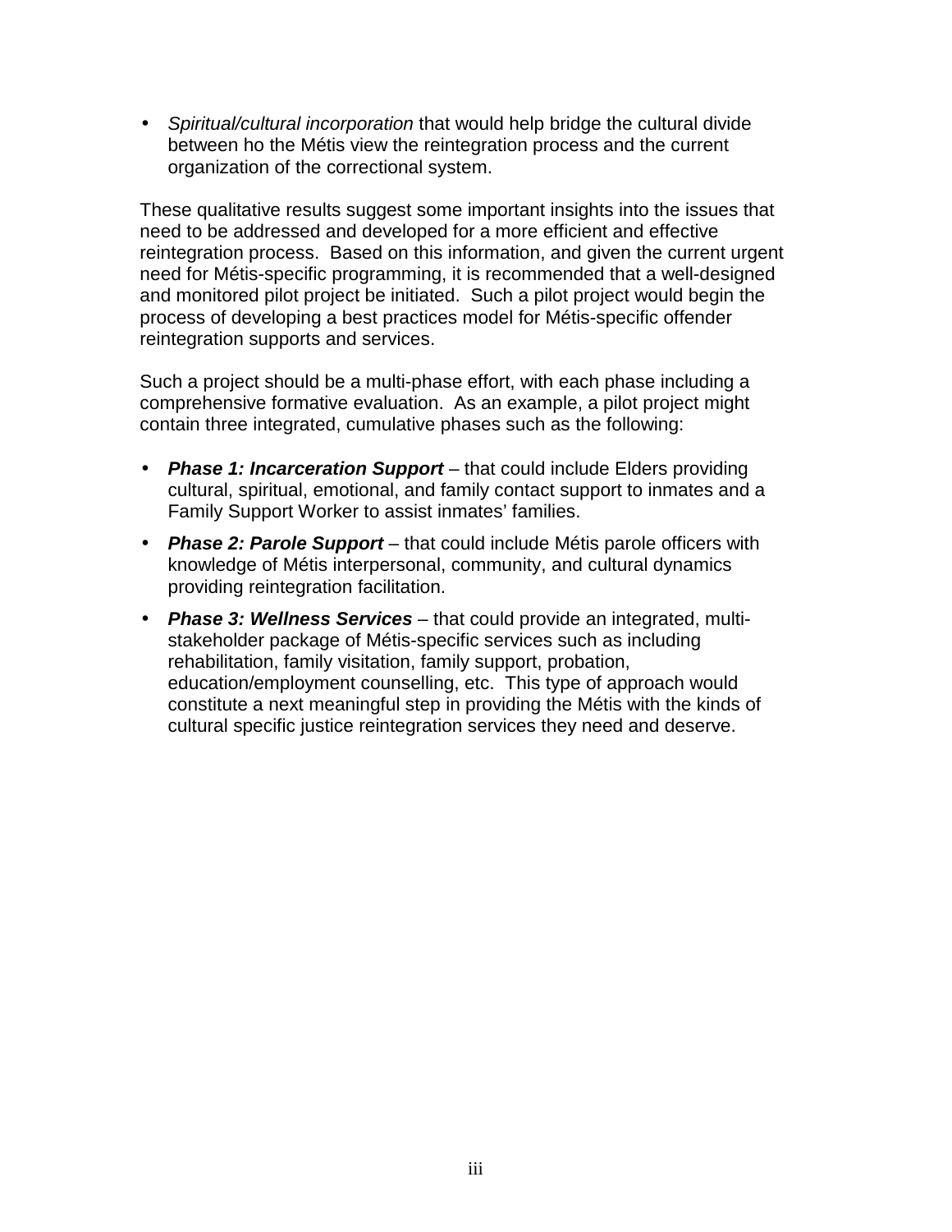- *Spiritual/cultural incorporation* that would help bridge the cultural divide between ho the Métis view the reintegration process and the current organization of the correctional system.

These qualitative results suggest some important insights into the issues that need to be addressed and developed for a more efficient and effective reintegration process. Based on this information, and given the current urgent need for Métis-specific programming, it is recommended that a well-designed and monitored pilot project be initiated. Such a pilot project would begin the process of developing a best practices model for Métis-specific offender reintegration supports and services.

Such a project should be a multi-phase effort, with each phase including a comprehensive formative evaluation. As an example, a pilot project might contain three integrated, cumulative phases such as the following:

- ***Phase 1: Incarceration Support*** – that could include Elders providing cultural, spiritual, emotional, and family contact support to inmates and a Family Support Worker to assist inmates' families.
- ***Phase 2: Parole Support*** – that could include Métis parole officers with knowledge of Métis interpersonal, community, and cultural dynamics providing reintegration facilitation.
- ***Phase 3: Wellness Services*** – that could provide an integrated, multi-stakeholder package of Métis-specific services such as including rehabilitation, family visitation, family support, probation, education/employment counselling, etc. This type of approach would constitute a next meaningful step in providing the Métis with the kinds of cultural specific justice reintegration services they need and deserve.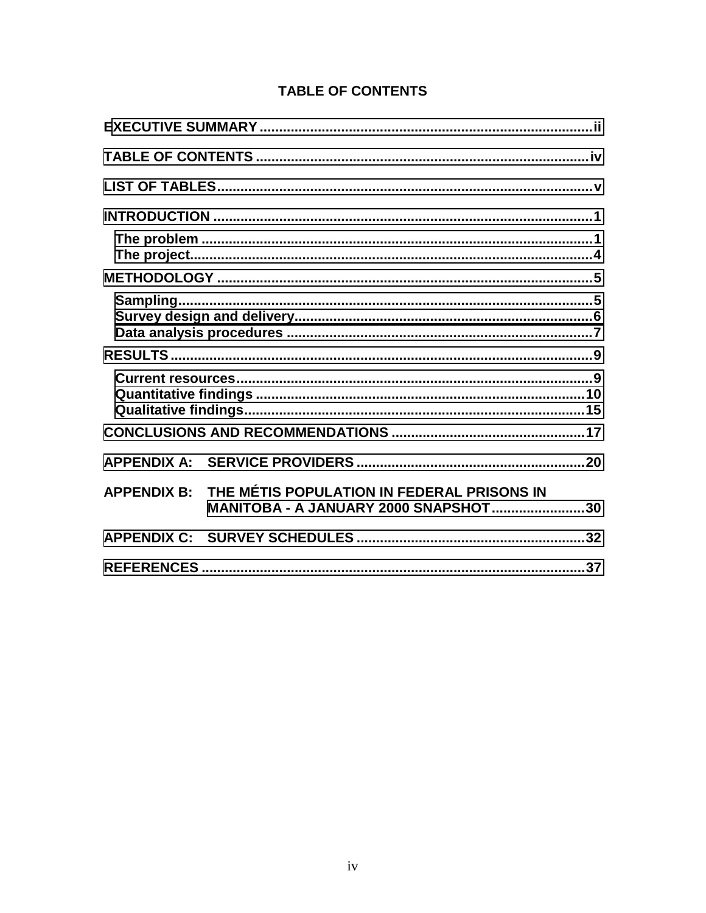## TABLE OF CONTENTS

EXECUTIVE SUMMARY .......................................................................................ii

TABLE OF CONTENTS .....................................................................................iv

LIST OF TABLES...............................................................................................v

INTRODUCTION ..................................................................................................1

- The problem .....................................................................................................1
- The project........................................................................................................4

METHODOLOGY .................................................................................................5

- Sampling...........................................................................................................5
- Survey design and delivery.............................................................................6
- Data analysis procedures ...............................................................................7

RESULTS .............................................................................................................9

- Current resources............................................................................................9
- Quantitative findings .....................................................................................10
- Qualitative findings........................................................................................15

CONCLUSIONS AND RECOMMENDATIONS ..................................................17

APPENDIX A: SERVICE PROVIDERS ............................................................20

APPENDIX B: THE MÉTIS POPULATION IN FEDERAL PRISONS IN MANITOBA - A JANUARY 2000 SNAPSHOT.........................30

APPENDIX C: SURVEY SCHEDULES ............................................................32

REFERENCES ...................................................................................................37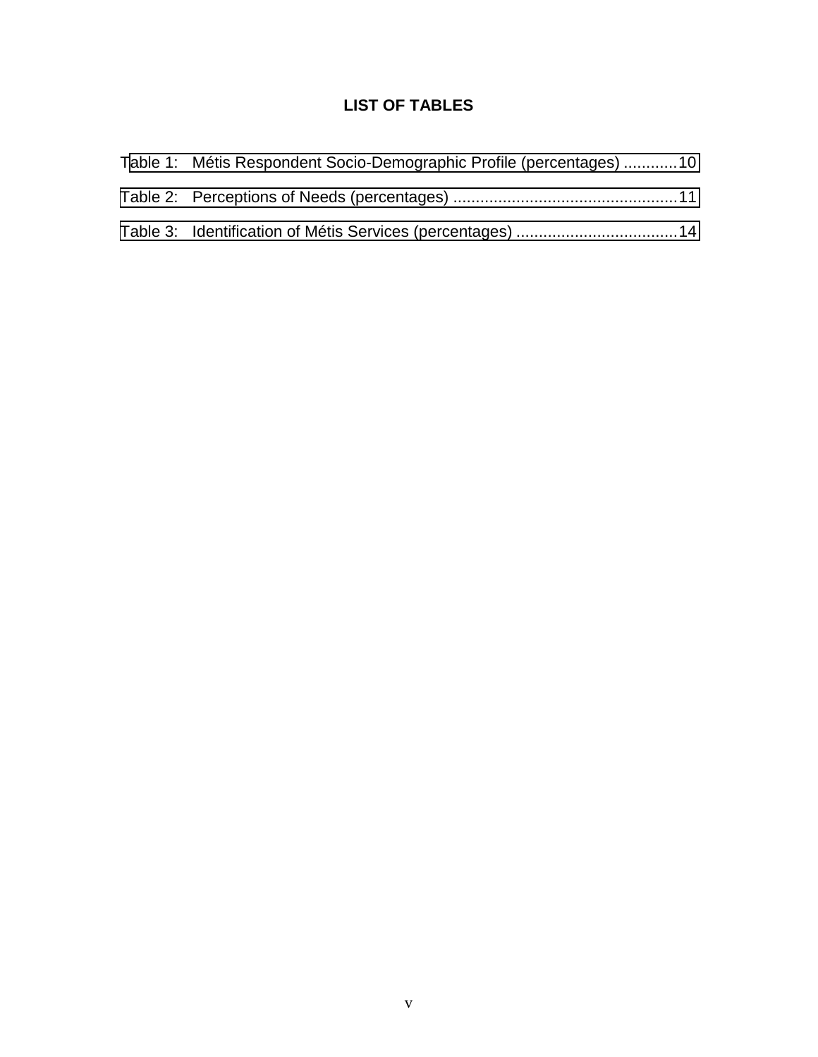# LIST OF TABLES

Table 1: Métis Respondent Socio-Demographic Profile (percentages) ............10

Table 2: Perceptions of Needs (percentages) ..................................................11

Table 3: Identification of Métis Services (percentages) ....................................14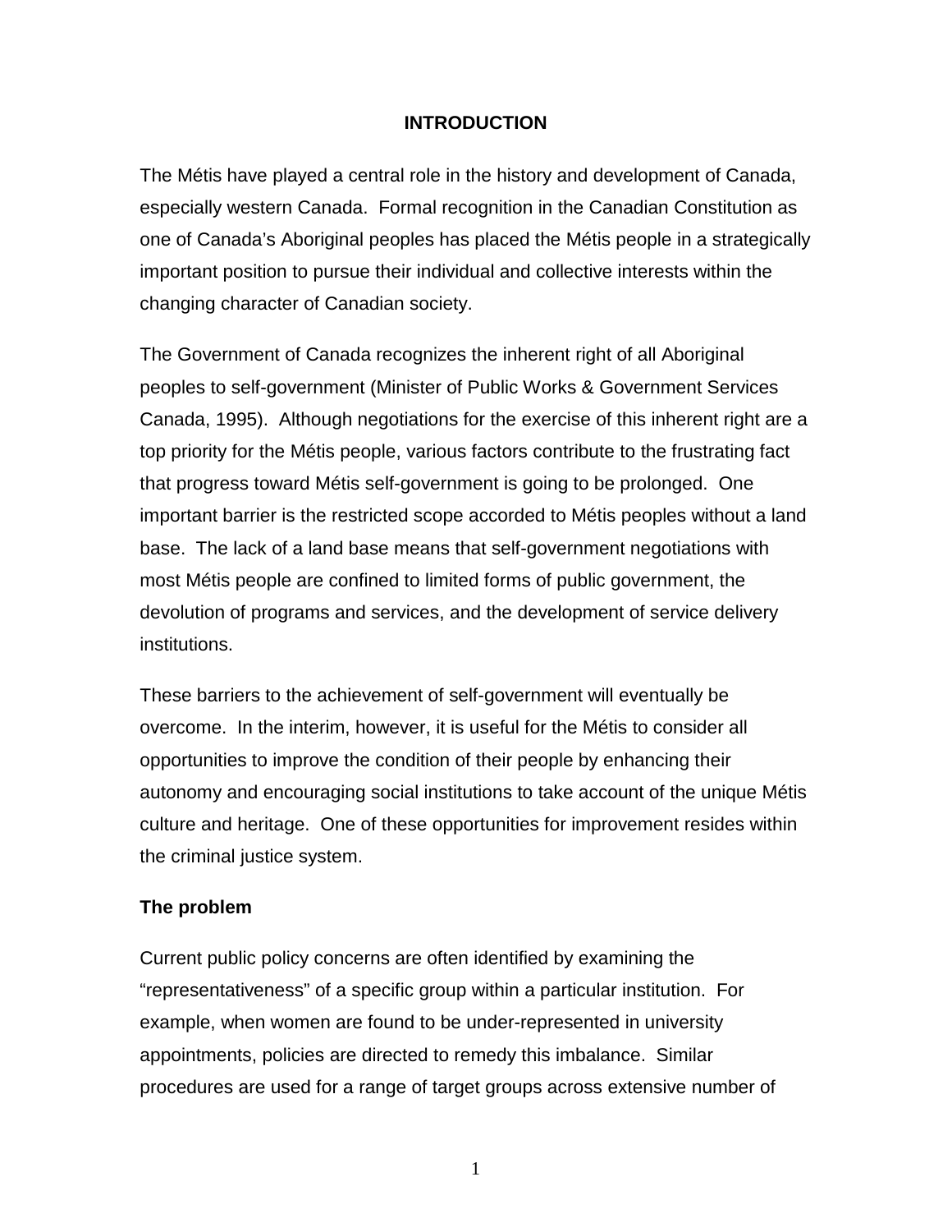# INTRODUCTION

The Métis have played a central role in the history and development of Canada, especially western Canada. Formal recognition in the Canadian Constitution as one of Canada's Aboriginal peoples has placed the Métis people in a strategically important position to pursue their individual and collective interests within the changing character of Canadian society.

The Government of Canada recognizes the inherent right of all Aboriginal peoples to self-government (Minister of Public Works & Government Services Canada, 1995). Although negotiations for the exercise of this inherent right are a top priority for the Métis people, various factors contribute to the frustrating fact that progress toward Métis self-government is going to be prolonged. One important barrier is the restricted scope accorded to Métis peoples without a land base. The lack of a land base means that self-government negotiations with most Métis people are confined to limited forms of public government, the devolution of programs and services, and the development of service delivery institutions.

These barriers to the achievement of self-government will eventually be overcome. In the interim, however, it is useful for the Métis to consider all opportunities to improve the condition of their people by enhancing their autonomy and encouraging social institutions to take account of the unique Métis culture and heritage. One of these opportunities for improvement resides within the criminal justice system.

## The problem

Current public policy concerns are often identified by examining the "representativeness" of a specific group within a particular institution. For example, when women are found to be under-represented in university appointments, policies are directed to remedy this imbalance. Similar procedures are used for a range of target groups across extensive number of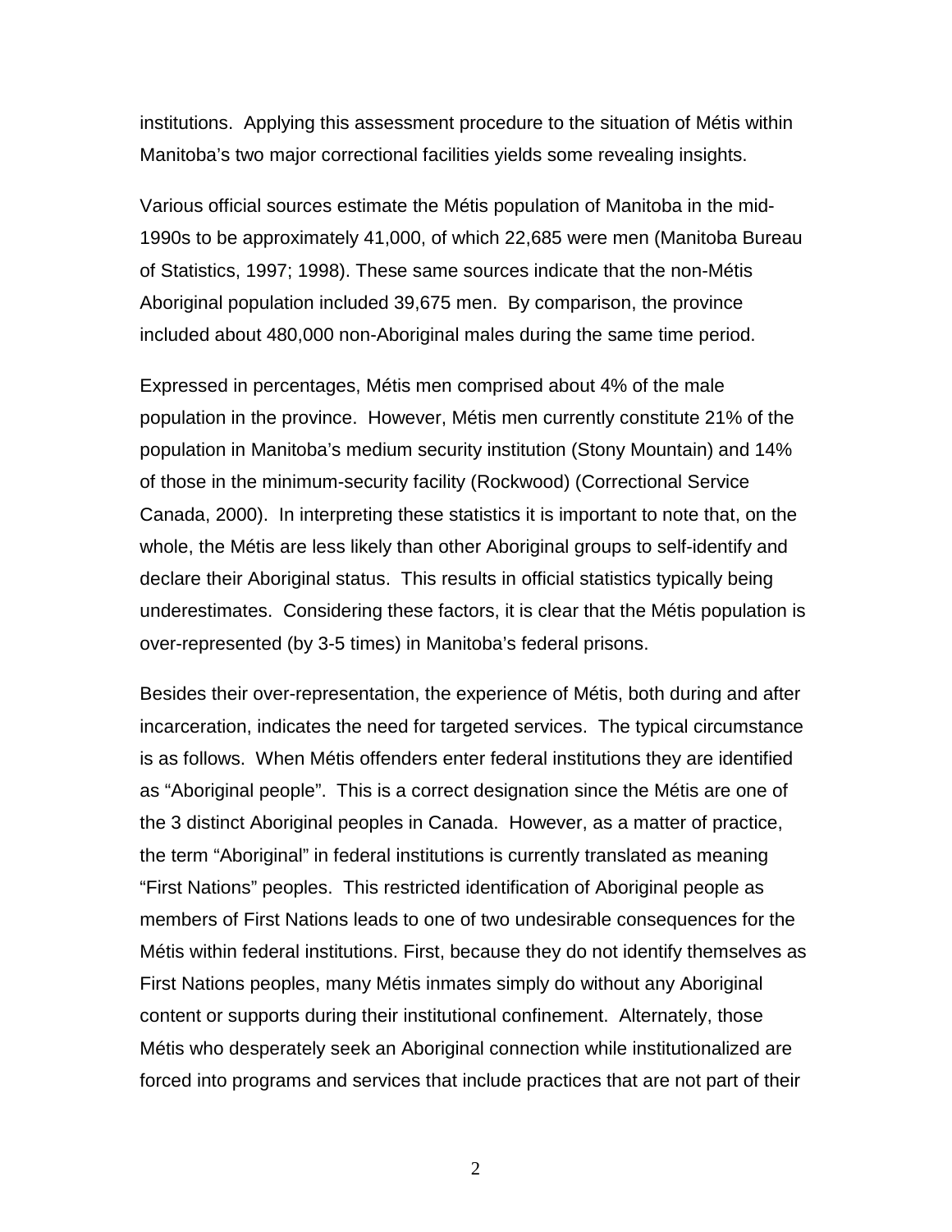institutions. Applying this assessment procedure to the situation of Métis within Manitoba's two major correctional facilities yields some revealing insights.

Various official sources estimate the Métis population of Manitoba in the mid-1990s to be approximately 41,000, of which 22,685 were men (Manitoba Bureau of Statistics, 1997; 1998). These same sources indicate that the non-Métis Aboriginal population included 39,675 men. By comparison, the province included about 480,000 non-Aboriginal males during the same time period.

Expressed in percentages, Métis men comprised about 4% of the male population in the province. However, Métis men currently constitute 21% of the population in Manitoba's medium security institution (Stony Mountain) and 14% of those in the minimum-security facility (Rockwood) (Correctional Service Canada, 2000). In interpreting these statistics it is important to note that, on the whole, the Métis are less likely than other Aboriginal groups to self-identify and declare their Aboriginal status. This results in official statistics typically being underestimates. Considering these factors, it is clear that the Métis population is over-represented (by 3-5 times) in Manitoba's federal prisons.

Besides their over-representation, the experience of Métis, both during and after incarceration, indicates the need for targeted services. The typical circumstance is as follows. When Métis offenders enter federal institutions they are identified as "Aboriginal people". This is a correct designation since the Métis are one of the 3 distinct Aboriginal peoples in Canada. However, as a matter of practice, the term "Aboriginal" in federal institutions is currently translated as meaning "First Nations" peoples. This restricted identification of Aboriginal people as members of First Nations leads to one of two undesirable consequences for the Métis within federal institutions. First, because they do not identify themselves as First Nations peoples, many Métis inmates simply do without any Aboriginal content or supports during their institutional confinement. Alternately, those Métis who desperately seek an Aboriginal connection while institutionalized are forced into programs and services that include practices that are not part of their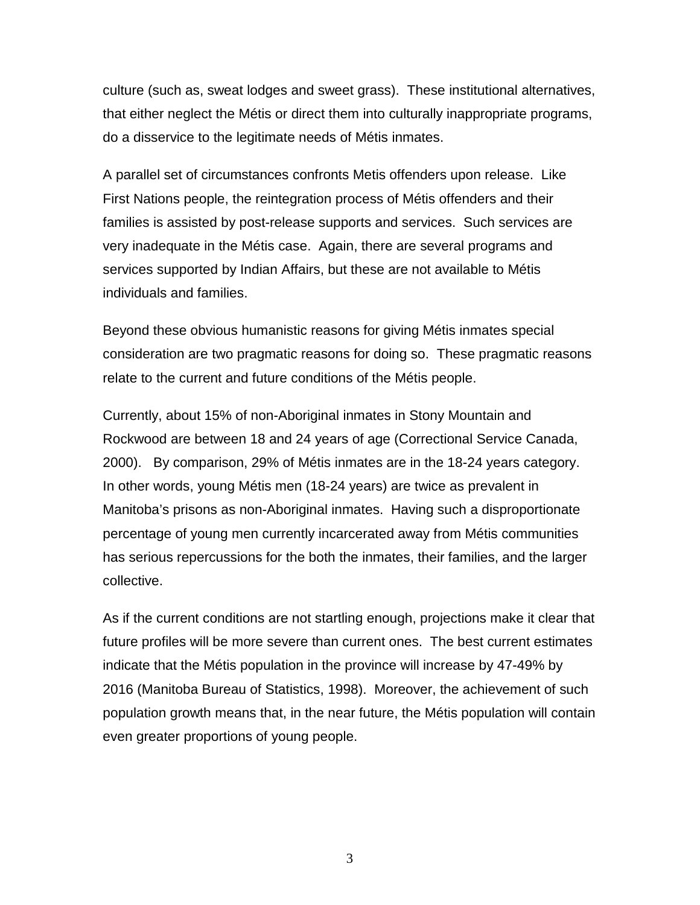culture (such as, sweat lodges and sweet grass). These institutional alternatives, that either neglect the Métis or direct them into culturally inappropriate programs, do a disservice to the legitimate needs of Métis inmates.

A parallel set of circumstances confronts Metis offenders upon release. Like First Nations people, the reintegration process of Métis offenders and their families is assisted by post-release supports and services. Such services are very inadequate in the Métis case. Again, there are several programs and services supported by Indian Affairs, but these are not available to Métis individuals and families.

Beyond these obvious humanistic reasons for giving Métis inmates special consideration are two pragmatic reasons for doing so. These pragmatic reasons relate to the current and future conditions of the Métis people.

Currently, about 15% of non-Aboriginal inmates in Stony Mountain and Rockwood are between 18 and 24 years of age (Correctional Service Canada, 2000). By comparison, 29% of Métis inmates are in the 18-24 years category. In other words, young Métis men (18-24 years) are twice as prevalent in Manitoba's prisons as non-Aboriginal inmates. Having such a disproportionate percentage of young men currently incarcerated away from Métis communities has serious repercussions for the both the inmates, their families, and the larger collective.

As if the current conditions are not startling enough, projections make it clear that future profiles will be more severe than current ones. The best current estimates indicate that the Métis population in the province will increase by 47-49% by 2016 (Manitoba Bureau of Statistics, 1998). Moreover, the achievement of such population growth means that, in the near future, the Métis population will contain even greater proportions of young people.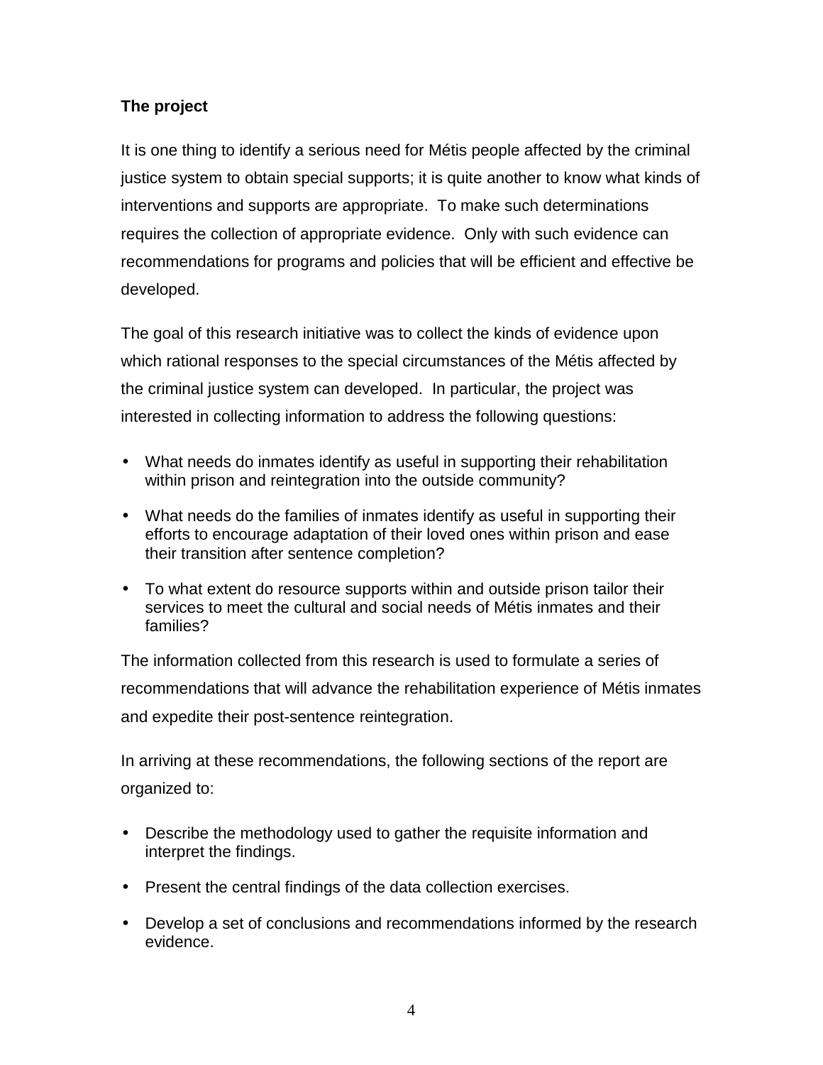**The project**

It is one thing to identify a serious need for Métis people affected by the criminal justice system to obtain special supports; it is quite another to know what kinds of interventions and supports are appropriate. To make such determinations requires the collection of appropriate evidence. Only with such evidence can recommendations for programs and policies that will be efficient and effective be developed.

The goal of this research initiative was to collect the kinds of evidence upon which rational responses to the special circumstances of the Métis affected by the criminal justice system can developed. In particular, the project was interested in collecting information to address the following questions:

- What needs do inmates identify as useful in supporting their rehabilitation within prison and reintegration into the outside community?
- What needs do the families of inmates identify as useful in supporting their efforts to encourage adaptation of their loved ones within prison and ease their transition after sentence completion?
- To what extent do resource supports within and outside prison tailor their services to meet the cultural and social needs of Métis inmates and their families?

The information collected from this research is used to formulate a series of recommendations that will advance the rehabilitation experience of Métis inmates and expedite their post-sentence reintegration.

In arriving at these recommendations, the following sections of the report are organized to:

- Describe the methodology used to gather the requisite information and interpret the findings.
- Present the central findings of the data collection exercises.
- Develop a set of conclusions and recommendations informed by the research evidence.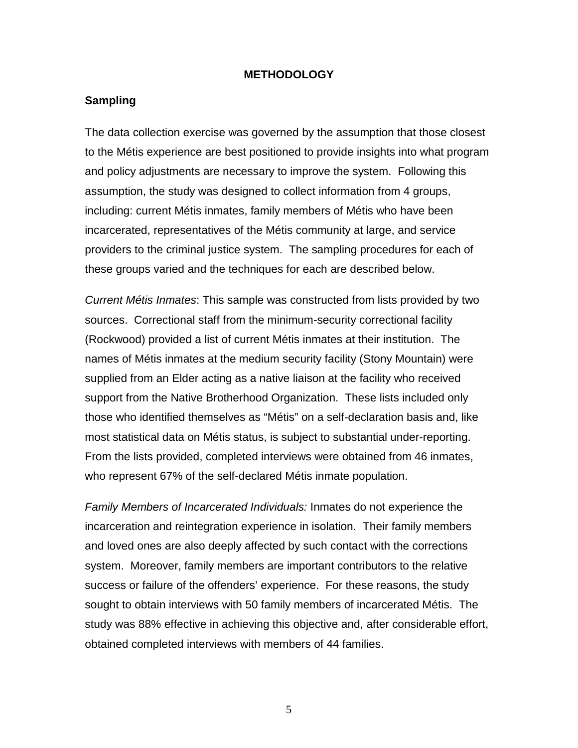## METHODOLOGY

### Sampling

The data collection exercise was governed by the assumption that those closest to the Métis experience are best positioned to provide insights into what program and policy adjustments are necessary to improve the system. Following this assumption, the study was designed to collect information from 4 groups, including: current Métis inmates, family members of Métis who have been incarcerated, representatives of the Métis community at large, and service providers to the criminal justice system. The sampling procedures for each of these groups varied and the techniques for each are described below.

*Current Métis Inmates*: This sample was constructed from lists provided by two sources. Correctional staff from the minimum-security correctional facility (Rockwood) provided a list of current Métis inmates at their institution. The names of Métis inmates at the medium security facility (Stony Mountain) were supplied from an Elder acting as a native liaison at the facility who received support from the Native Brotherhood Organization. These lists included only those who identified themselves as "Métis" on a self-declaration basis and, like most statistical data on Métis status, is subject to substantial under-reporting. From the lists provided, completed interviews were obtained from 46 inmates, who represent 67% of the self-declared Métis inmate population.

*Family Members of Incarcerated Individuals:* Inmates do not experience the incarceration and reintegration experience in isolation. Their family members and loved ones are also deeply affected by such contact with the corrections system. Moreover, family members are important contributors to the relative success or failure of the offenders' experience. For these reasons, the study sought to obtain interviews with 50 family members of incarcerated Métis. The study was 88% effective in achieving this objective and, after considerable effort, obtained completed interviews with members of 44 families.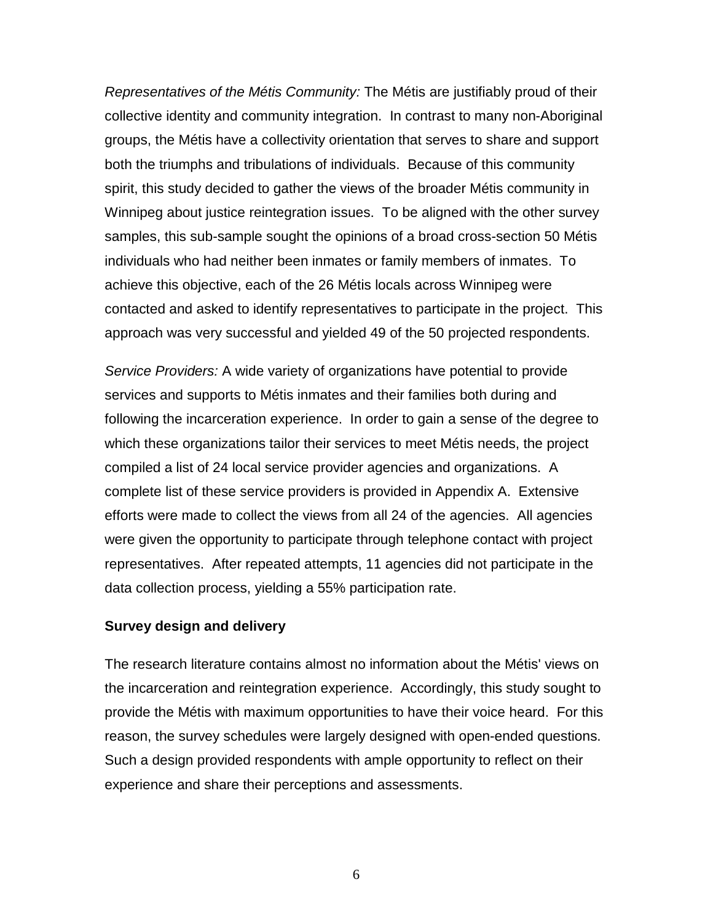*Representatives of the Métis Community:* The Métis are justifiably proud of their collective identity and community integration. In contrast to many non-Aboriginal groups, the Métis have a collectivity orientation that serves to share and support both the triumphs and tribulations of individuals. Because of this community spirit, this study decided to gather the views of the broader Métis community in Winnipeg about justice reintegration issues. To be aligned with the other survey samples, this sub-sample sought the opinions of a broad cross-section 50 Métis individuals who had neither been inmates or family members of inmates. To achieve this objective, each of the 26 Métis locals across Winnipeg were contacted and asked to identify representatives to participate in the project. This approach was very successful and yielded 49 of the 50 projected respondents.

*Service Providers:* A wide variety of organizations have potential to provide services and supports to Métis inmates and their families both during and following the incarceration experience. In order to gain a sense of the degree to which these organizations tailor their services to meet Métis needs, the project compiled a list of 24 local service provider agencies and organizations. A complete list of these service providers is provided in Appendix A. Extensive efforts were made to collect the views from all 24 of the agencies. All agencies were given the opportunity to participate through telephone contact with project representatives. After repeated attempts, 11 agencies did not participate in the data collection process, yielding a 55% participation rate.

**Survey design and delivery**

The research literature contains almost no information about the Métis' views on the incarceration and reintegration experience. Accordingly, this study sought to provide the Métis with maximum opportunities to have their voice heard. For this reason, the survey schedules were largely designed with open-ended questions. Such a design provided respondents with ample opportunity to reflect on their experience and share their perceptions and assessments.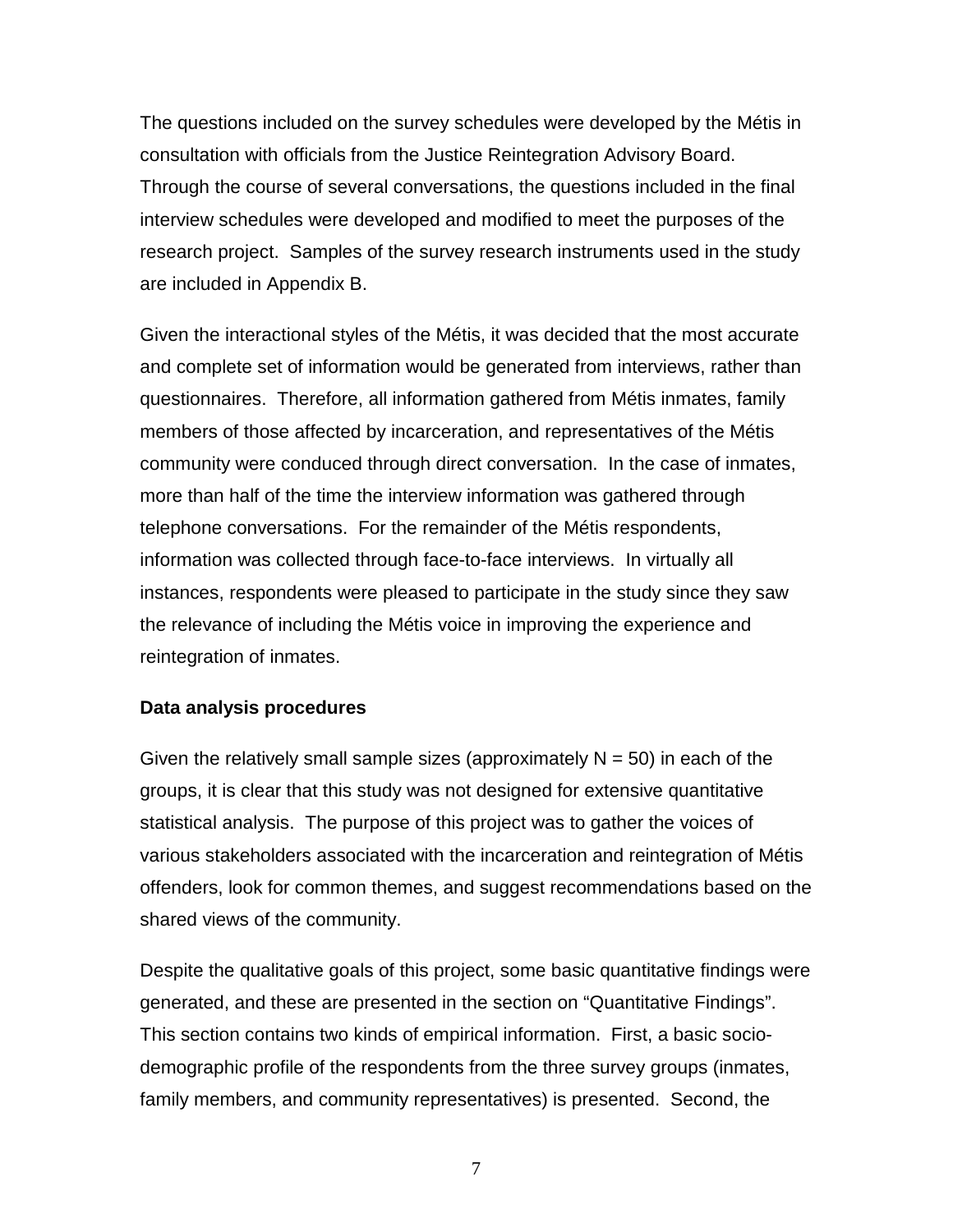The questions included on the survey schedules were developed by the Métis in consultation with officials from the Justice Reintegration Advisory Board. Through the course of several conversations, the questions included in the final interview schedules were developed and modified to meet the purposes of the research project. Samples of the survey research instruments used in the study are included in Appendix B.

Given the interactional styles of the Métis, it was decided that the most accurate and complete set of information would be generated from interviews, rather than questionnaires. Therefore, all information gathered from Métis inmates, family members of those affected by incarceration, and representatives of the Métis community were conduced through direct conversation. In the case of inmates, more than half of the time the interview information was gathered through telephone conversations. For the remainder of the Métis respondents, information was collected through face-to-face interviews. In virtually all instances, respondents were pleased to participate in the study since they saw the relevance of including the Métis voice in improving the experience and reintegration of inmates.

**Data analysis procedures**

Given the relatively small sample sizes (approximately N = 50) in each of the groups, it is clear that this study was not designed for extensive quantitative statistical analysis. The purpose of this project was to gather the voices of various stakeholders associated with the incarceration and reintegration of Métis offenders, look for common themes, and suggest recommendations based on the shared views of the community.

Despite the qualitative goals of this project, some basic quantitative findings were generated, and these are presented in the section on "Quantitative Findings". This section contains two kinds of empirical information. First, a basic socio-demographic profile of the respondents from the three survey groups (inmates, family members, and community representatives) is presented. Second, the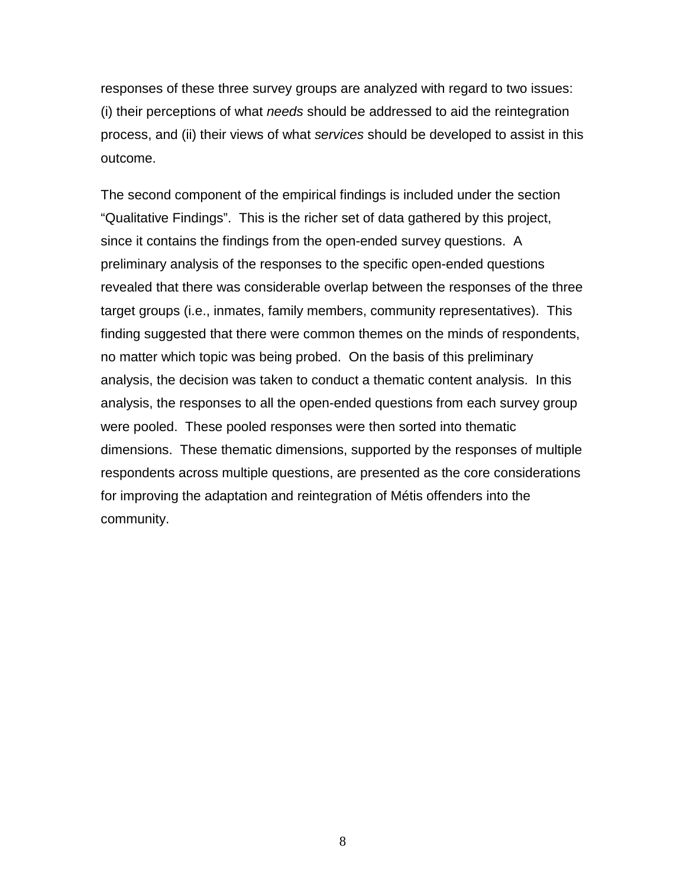responses of these three survey groups are analyzed with regard to two issues: (i) their perceptions of what *needs* should be addressed to aid the reintegration process, and (ii) their views of what *services* should be developed to assist in this outcome.

The second component of the empirical findings is included under the section "Qualitative Findings". This is the richer set of data gathered by this project, since it contains the findings from the open-ended survey questions. A preliminary analysis of the responses to the specific open-ended questions revealed that there was considerable overlap between the responses of the three target groups (i.e., inmates, family members, community representatives). This finding suggested that there were common themes on the minds of respondents, no matter which topic was being probed. On the basis of this preliminary analysis, the decision was taken to conduct a thematic content analysis. In this analysis, the responses to all the open-ended questions from each survey group were pooled. These pooled responses were then sorted into thematic dimensions. These thematic dimensions, supported by the responses of multiple respondents across multiple questions, are presented as the core considerations for improving the adaptation and reintegration of Métis offenders into the community.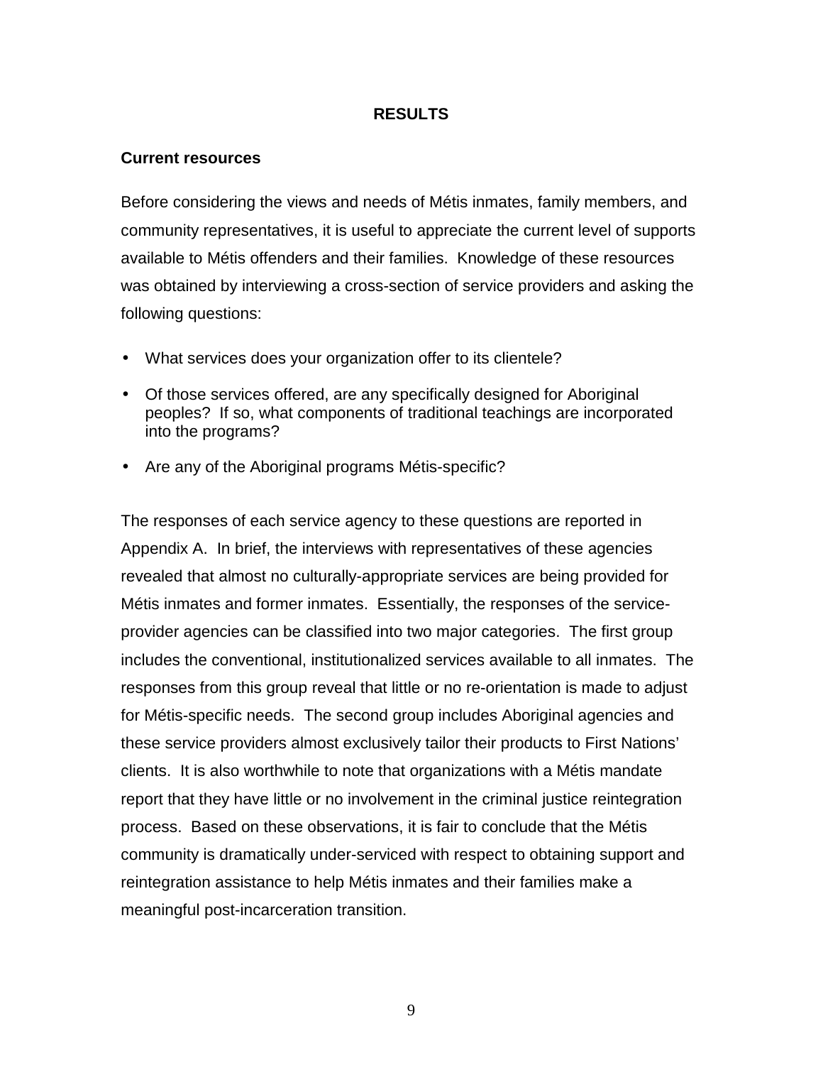# RESULTS

## Current resources

Before considering the views and needs of Métis inmates, family members, and community representatives, it is useful to appreciate the current level of supports available to Métis offenders and their families. Knowledge of these resources was obtained by interviewing a cross-section of service providers and asking the following questions:

- What services does your organization offer to its clientele?
- Of those services offered, are any specifically designed for Aboriginal peoples? If so, what components of traditional teachings are incorporated into the programs?
- Are any of the Aboriginal programs Métis-specific?

The responses of each service agency to these questions are reported in Appendix A. In brief, the interviews with representatives of these agencies revealed that almost no culturally-appropriate services are being provided for Métis inmates and former inmates. Essentially, the responses of the service-provider agencies can be classified into two major categories. The first group includes the conventional, institutionalized services available to all inmates. The responses from this group reveal that little or no re-orientation is made to adjust for Métis-specific needs. The second group includes Aboriginal agencies and these service providers almost exclusively tailor their products to First Nations' clients. It is also worthwhile to note that organizations with a Métis mandate report that they have little or no involvement in the criminal justice reintegration process. Based on these observations, it is fair to conclude that the Métis community is dramatically under-serviced with respect to obtaining support and reintegration assistance to help Métis inmates and their families make a meaningful post-incarceration transition.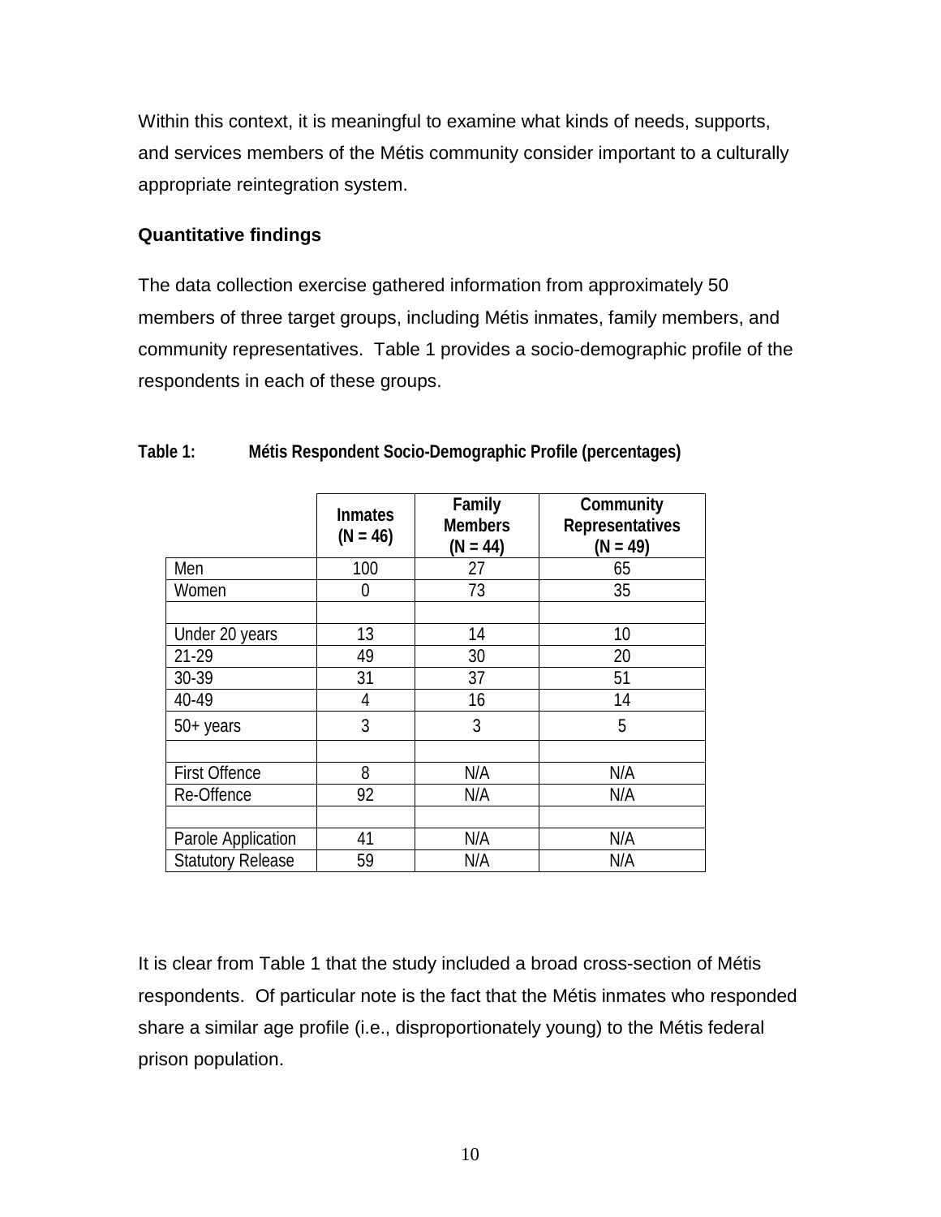Within this context, it is meaningful to examine what kinds of needs, supports, and services members of the Métis community consider important to a culturally appropriate reintegration system.

**Quantitative findings**

The data collection exercise gathered information from approximately 50 members of three target groups, including Métis inmates, family members, and community representatives. Table 1 provides a socio-demographic profile of the respondents in each of these groups.

**Table 1: Métis Respondent Socio-Demographic Profile (percentages)**

| | Inmates (N = 46) | Family Members (N = 44) | Community Representatives (N = 49) |
|---|---|---|---|
| Men | 100 | 27 | 65 |
| Women | 0 | 73 | 35 |
| | | | |
| Under 20 years | 13 | 14 | 10 |
| 21-29 | 49 | 30 | 20 |
| 30-39 | 31 | 37 | 51 |
| 40-49 | 4 | 16 | 14 |
| 50+ years | 3 | 3 | 5 |
| | | | |
| First Offence | 8 | N/A | N/A |
| Re-Offence | 92 | N/A | N/A |
| | | | |
| Parole Application | 41 | N/A | N/A |
| Statutory Release | 59 | N/A | N/A |

It is clear from Table 1 that the study included a broad cross-section of Métis respondents. Of particular note is the fact that the Métis inmates who responded share a similar age profile (i.e., disproportionately young) to the Métis federal prison population.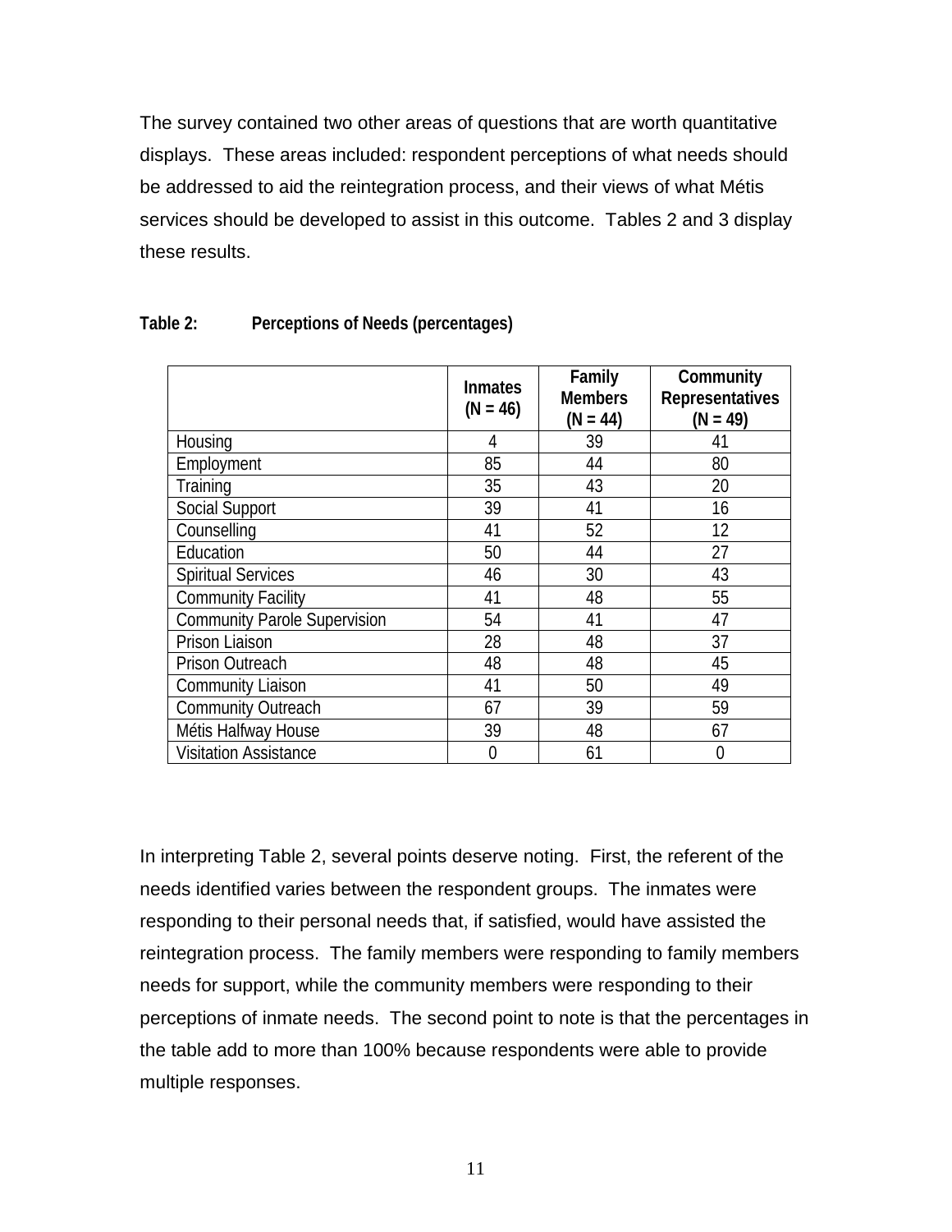The survey contained two other areas of questions that are worth quantitative displays. These areas included: respondent perceptions of what needs should be addressed to aid the reintegration process, and their views of what Métis services should be developed to assist in this outcome. Tables 2 and 3 display these results.

**Table 2: Perceptions of Needs (percentages)**

| | Inmates (N = 46) | Family Members (N = 44) | Community Representatives (N = 49) |
|---|---|---|---|
| Housing | 4 | 39 | 41 |
| Employment | 85 | 44 | 80 |
| Training | 35 | 43 | 20 |
| Social Support | 39 | 41 | 16 |
| Counselling | 41 | 52 | 12 |
| Education | 50 | 44 | 27 |
| Spiritual Services | 46 | 30 | 43 |
| Community Facility | 41 | 48 | 55 |
| Community Parole Supervision | 54 | 41 | 47 |
| Prison Liaison | 28 | 48 | 37 |
| Prison Outreach | 48 | 48 | 45 |
| Community Liaison | 41 | 50 | 49 |
| Community Outreach | 67 | 39 | 59 |
| Métis Halfway House | 39 | 48 | 67 |
| Visitation Assistance | 0 | 61 | 0 |

In interpreting Table 2, several points deserve noting. First, the referent of the needs identified varies between the respondent groups. The inmates were responding to their personal needs that, if satisfied, would have assisted the reintegration process. The family members were responding to family members needs for support, while the community members were responding to their perceptions of inmate needs. The second point to note is that the percentages in the table add to more than 100% because respondents were able to provide multiple responses.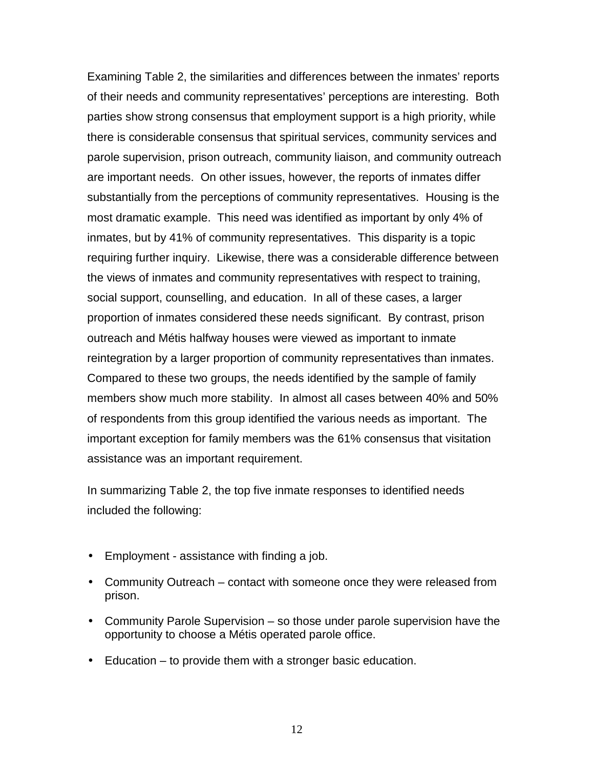Examining Table 2, the similarities and differences between the inmates' reports of their needs and community representatives' perceptions are interesting. Both parties show strong consensus that employment support is a high priority, while there is considerable consensus that spiritual services, community services and parole supervision, prison outreach, community liaison, and community outreach are important needs. On other issues, however, the reports of inmates differ substantially from the perceptions of community representatives. Housing is the most dramatic example. This need was identified as important by only 4% of inmates, but by 41% of community representatives. This disparity is a topic requiring further inquiry. Likewise, there was a considerable difference between the views of inmates and community representatives with respect to training, social support, counselling, and education. In all of these cases, a larger proportion of inmates considered these needs significant. By contrast, prison outreach and Métis halfway houses were viewed as important to inmate reintegration by a larger proportion of community representatives than inmates. Compared to these two groups, the needs identified by the sample of family members show much more stability. In almost all cases between 40% and 50% of respondents from this group identified the various needs as important. The important exception for family members was the 61% consensus that visitation assistance was an important requirement.

In summarizing Table 2, the top five inmate responses to identified needs included the following:

- Employment - assistance with finding a job.
- Community Outreach – contact with someone once they were released from prison.
- Community Parole Supervision – so those under parole supervision have the opportunity to choose a Métis operated parole office.
- Education – to provide them with a stronger basic education.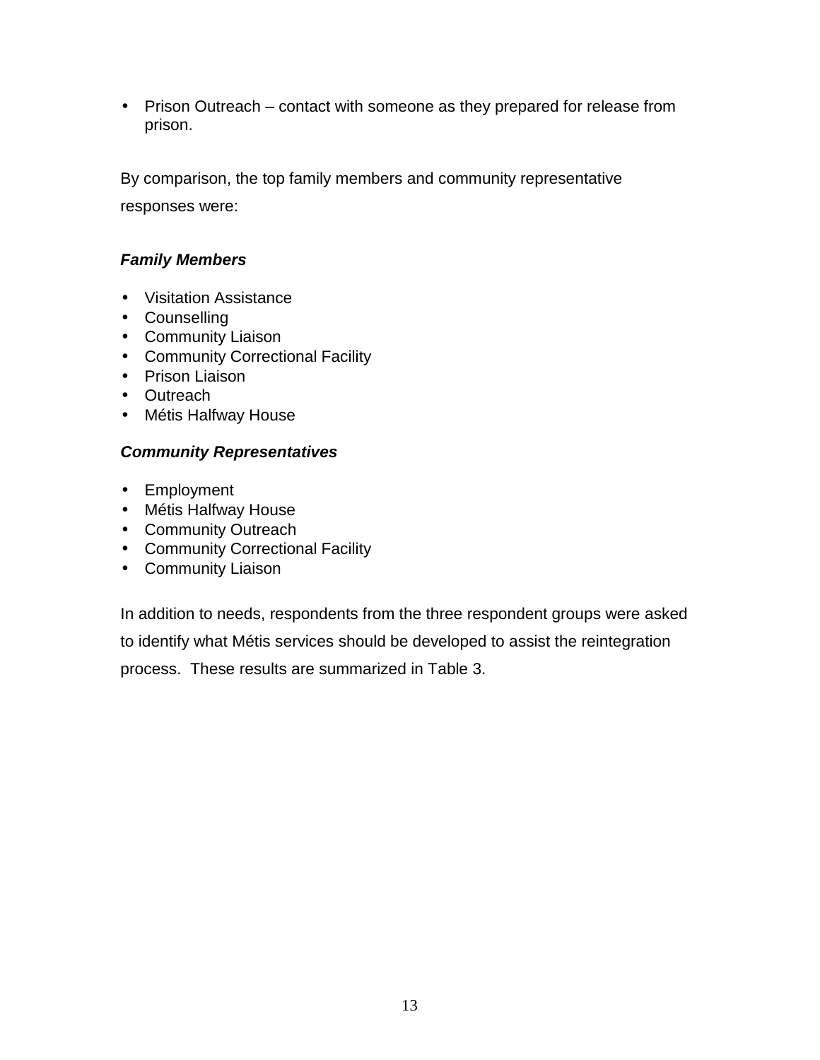- Prison Outreach – contact with someone as they prepared for release from prison.

By comparison, the top family members and community representative responses were:

***Family Members***

- Visitation Assistance
- Counselling
- Community Liaison
- Community Correctional Facility
- Prison Liaison
- Outreach
- Métis Halfway House

***Community Representatives***

- Employment
- Métis Halfway House
- Community Outreach
- Community Correctional Facility
- Community Liaison

In addition to needs, respondents from the three respondent groups were asked to identify what Métis services should be developed to assist the reintegration process. These results are summarized in Table 3.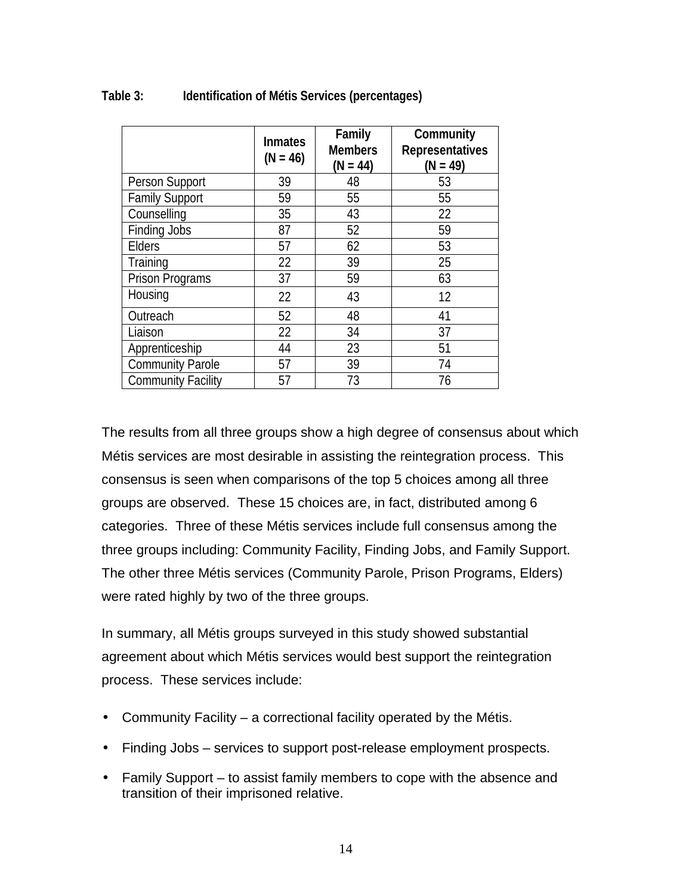**Table 3: Identification of Métis Services (percentages)**

| | Inmates (N = 46) | Family Members (N = 44) | Community Representatives (N = 49) |
|---|---|---|---|
| Person Support | 39 | 48 | 53 |
| Family Support | 59 | 55 | 55 |
| Counselling | 35 | 43 | 22 |
| Finding Jobs | 87 | 52 | 59 |
| Elders | 57 | 62 | 53 |
| Training | 22 | 39 | 25 |
| Prison Programs | 37 | 59 | 63 |
| Housing | 22 | 43 | 12 |
| Outreach | 52 | 48 | 41 |
| Liaison | 22 | 34 | 37 |
| Apprenticeship | 44 | 23 | 51 |
| Community Parole | 57 | 39 | 74 |
| Community Facility | 57 | 73 | 76 |

The results from all three groups show a high degree of consensus about which Métis services are most desirable in assisting the reintegration process. This consensus is seen when comparisons of the top 5 choices among all three groups are observed. These 15 choices are, in fact, distributed among 6 categories. Three of these Métis services include full consensus among the three groups including: Community Facility, Finding Jobs, and Family Support. The other three Métis services (Community Parole, Prison Programs, Elders) were rated highly by two of the three groups.

In summary, all Métis groups surveyed in this study showed substantial agreement about which Métis services would best support the reintegration process. These services include:

- Community Facility – a correctional facility operated by the Métis.
- Finding Jobs – services to support post-release employment prospects.
- Family Support – to assist family members to cope with the absence and transition of their imprisoned relative.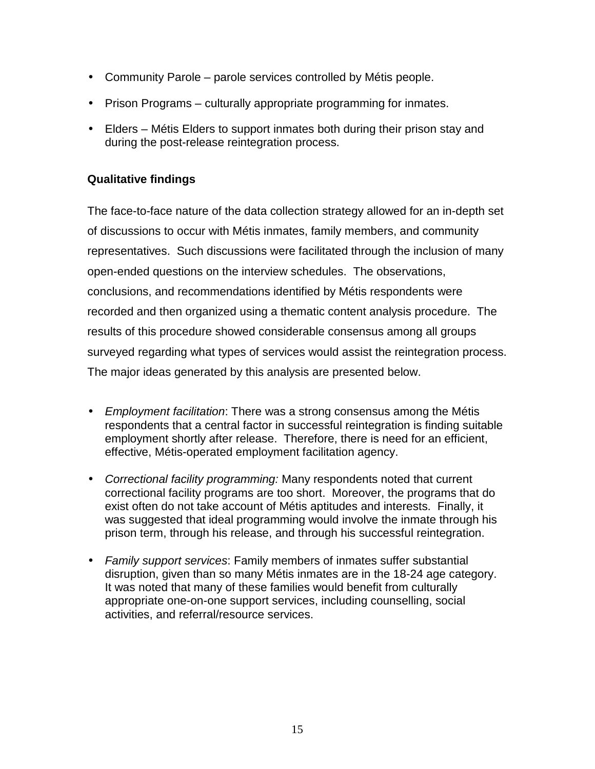- Community Parole – parole services controlled by Métis people.
- Prison Programs – culturally appropriate programming for inmates.
- Elders – Métis Elders to support inmates both during their prison stay and during the post-release reintegration process.

**Qualitative findings**

The face-to-face nature of the data collection strategy allowed for an in-depth set of discussions to occur with Métis inmates, family members, and community representatives. Such discussions were facilitated through the inclusion of many open-ended questions on the interview schedules. The observations, conclusions, and recommendations identified by Métis respondents were recorded and then organized using a thematic content analysis procedure. The results of this procedure showed considerable consensus among all groups surveyed regarding what types of services would assist the reintegration process. The major ideas generated by this analysis are presented below.

- *Employment facilitation*: There was a strong consensus among the Métis respondents that a central factor in successful reintegration is finding suitable employment shortly after release. Therefore, there is need for an efficient, effective, Métis-operated employment facilitation agency.
- *Correctional facility programming:* Many respondents noted that current correctional facility programs are too short. Moreover, the programs that do exist often do not take account of Métis aptitudes and interests. Finally, it was suggested that ideal programming would involve the inmate through his prison term, through his release, and through his successful reintegration.
- *Family support services*: Family members of inmates suffer substantial disruption, given than so many Métis inmates are in the 18-24 age category. It was noted that many of these families would benefit from culturally appropriate one-on-one support services, including counselling, social activities, and referral/resource services.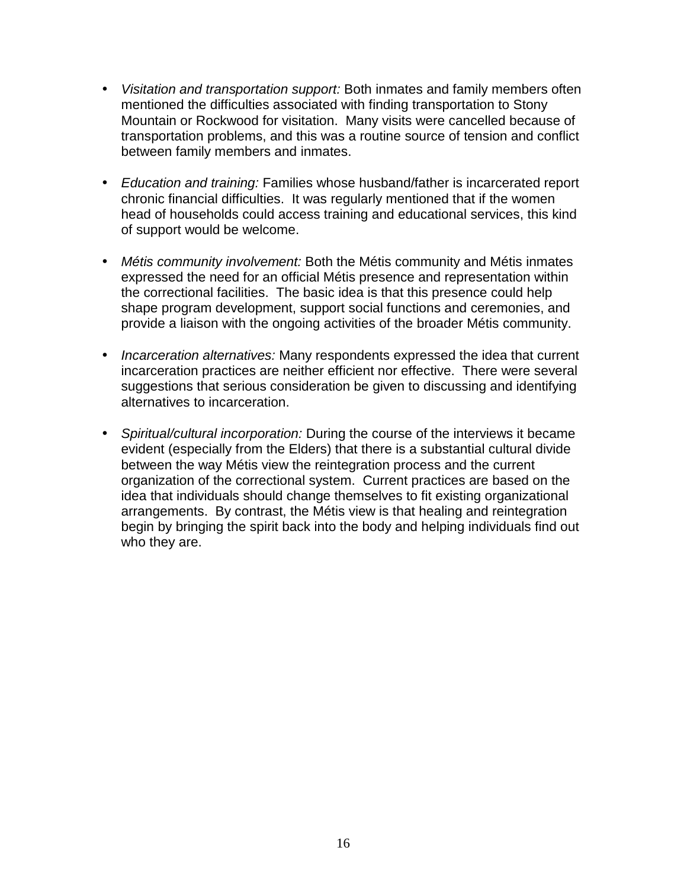- *Visitation and transportation support:* Both inmates and family members often mentioned the difficulties associated with finding transportation to Stony Mountain or Rockwood for visitation. Many visits were cancelled because of transportation problems, and this was a routine source of tension and conflict between family members and inmates.

- *Education and training:* Families whose husband/father is incarcerated report chronic financial difficulties. It was regularly mentioned that if the women head of households could access training and educational services, this kind of support would be welcome.

- *Métis community involvement:* Both the Métis community and Métis inmates expressed the need for an official Métis presence and representation within the correctional facilities. The basic idea is that this presence could help shape program development, support social functions and ceremonies, and provide a liaison with the ongoing activities of the broader Métis community.

- *Incarceration alternatives:* Many respondents expressed the idea that current incarceration practices are neither efficient nor effective. There were several suggestions that serious consideration be given to discussing and identifying alternatives to incarceration.

- *Spiritual/cultural incorporation:* During the course of the interviews it became evident (especially from the Elders) that there is a substantial cultural divide between the way Métis view the reintegration process and the current organization of the correctional system. Current practices are based on the idea that individuals should change themselves to fit existing organizational arrangements. By contrast, the Métis view is that healing and reintegration begin by bringing the spirit back into the body and helping individuals find out who they are.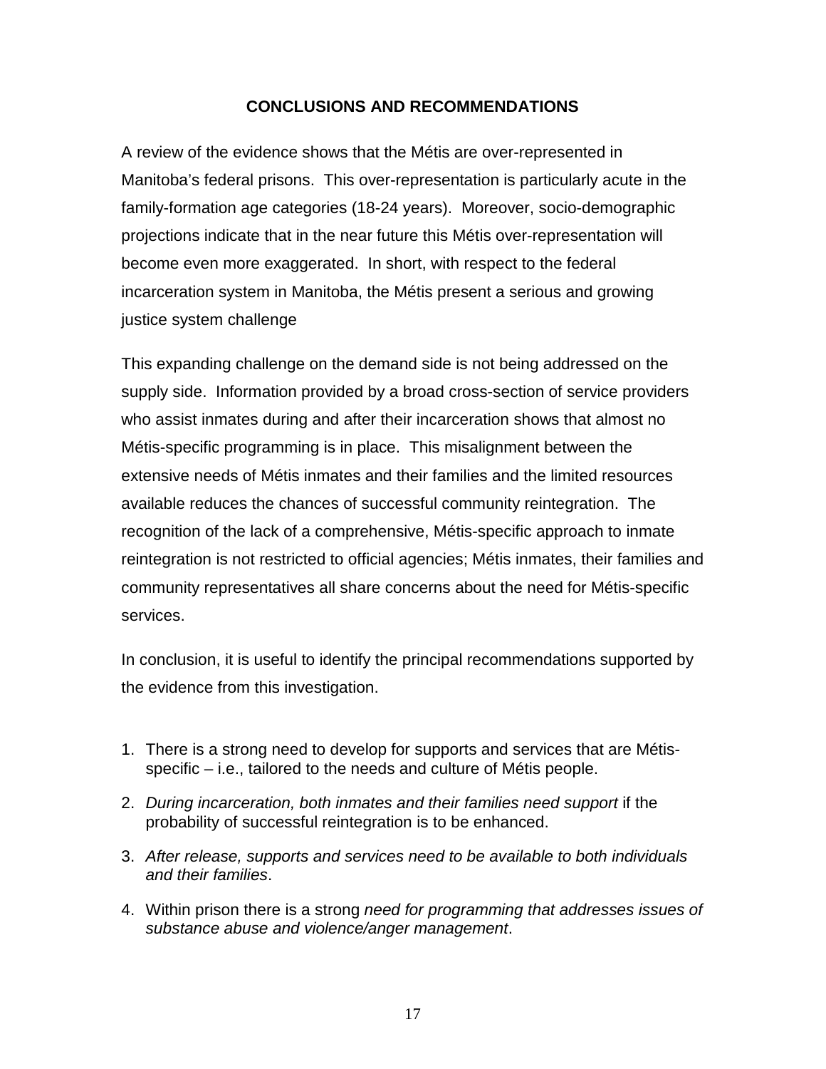## CONCLUSIONS AND RECOMMENDATIONS

A review of the evidence shows that the Métis are over-represented in Manitoba's federal prisons. This over-representation is particularly acute in the family-formation age categories (18-24 years). Moreover, socio-demographic projections indicate that in the near future this Métis over-representation will become even more exaggerated. In short, with respect to the federal incarceration system in Manitoba, the Métis present a serious and growing justice system challenge

This expanding challenge on the demand side is not being addressed on the supply side. Information provided by a broad cross-section of service providers who assist inmates during and after their incarceration shows that almost no Métis-specific programming is in place. This misalignment between the extensive needs of Métis inmates and their families and the limited resources available reduces the chances of successful community reintegration. The recognition of the lack of a comprehensive, Métis-specific approach to inmate reintegration is not restricted to official agencies; Métis inmates, their families and community representatives all share concerns about the need for Métis-specific services.

In conclusion, it is useful to identify the principal recommendations supported by the evidence from this investigation.

1. There is a strong need to develop for supports and services that are Métis-specific – i.e., tailored to the needs and culture of Métis people.
2. *During incarceration, both inmates and their families need support* if the probability of successful reintegration is to be enhanced.
3. *After release, supports and services need to be available to both individuals and their families*.
4. Within prison there is a strong *need for programming that addresses issues of substance abuse and violence/anger management*.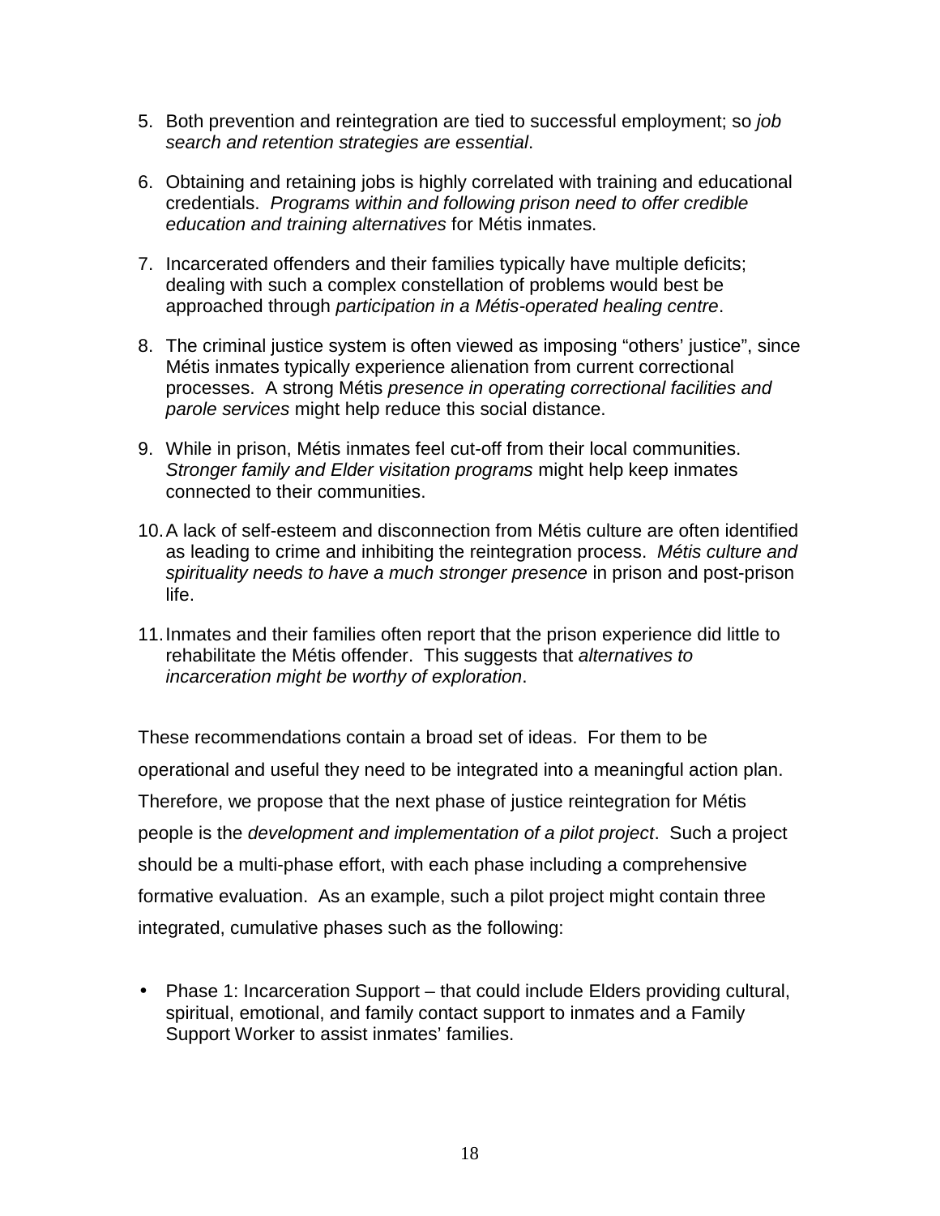5. Both prevention and reintegration are tied to successful employment; so *job search and retention strategies are essential*.

6. Obtaining and retaining jobs is highly correlated with training and educational credentials. *Programs within and following prison need to offer credible education and training alternatives* for Métis inmates.

7. Incarcerated offenders and their families typically have multiple deficits; dealing with such a complex constellation of problems would best be approached through *participation in a Métis-operated healing centre*.

8. The criminal justice system is often viewed as imposing "others' justice", since Métis inmates typically experience alienation from current correctional processes. A strong Métis *presence in operating correctional facilities and parole services* might help reduce this social distance.

9. While in prison, Métis inmates feel cut-off from their local communities. *Stronger family and Elder visitation programs* might help keep inmates connected to their communities.

10. A lack of self-esteem and disconnection from Métis culture are often identified as leading to crime and inhibiting the reintegration process. *Métis culture and spirituality needs to have a much stronger presence* in prison and post-prison life.

11. Inmates and their families often report that the prison experience did little to rehabilitate the Métis offender. This suggests that *alternatives to incarceration might be worthy of exploration*.

These recommendations contain a broad set of ideas. For them to be operational and useful they need to be integrated into a meaningful action plan. Therefore, we propose that the next phase of justice reintegration for Métis people is the *development and implementation of a pilot project*. Such a project should be a multi-phase effort, with each phase including a comprehensive formative evaluation. As an example, such a pilot project might contain three integrated, cumulative phases such as the following:

- Phase 1: Incarceration Support – that could include Elders providing cultural, spiritual, emotional, and family contact support to inmates and a Family Support Worker to assist inmates' families.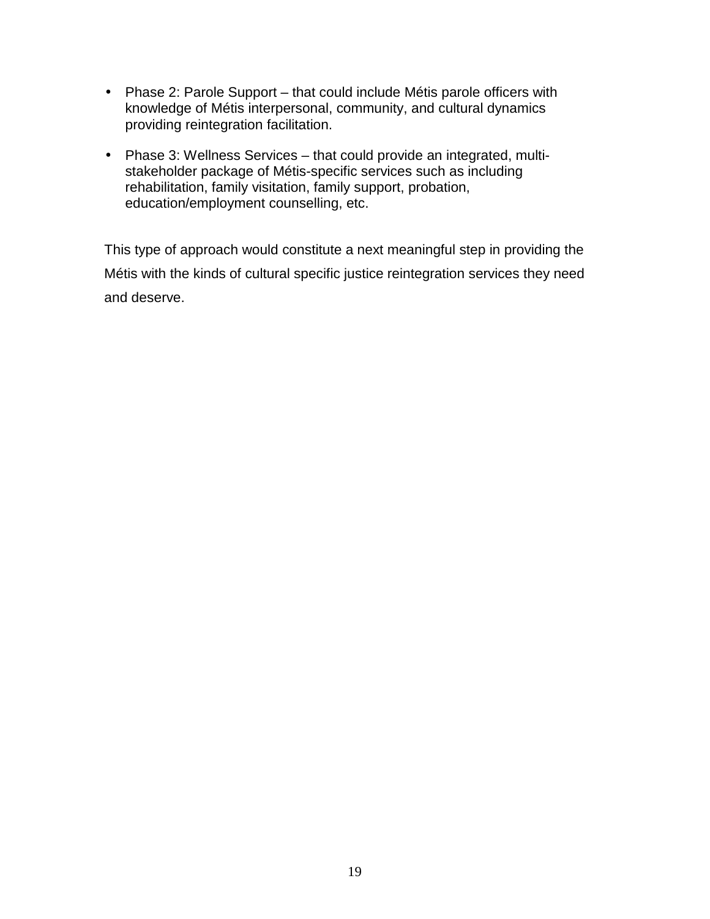- Phase 2: Parole Support – that could include Métis parole officers with knowledge of Métis interpersonal, community, and cultural dynamics providing reintegration facilitation.
- Phase 3: Wellness Services – that could provide an integrated, multi-stakeholder package of Métis-specific services such as including rehabilitation, family visitation, family support, probation, education/employment counselling, etc.

This type of approach would constitute a next meaningful step in providing the Métis with the kinds of cultural specific justice reintegration services they need and deserve.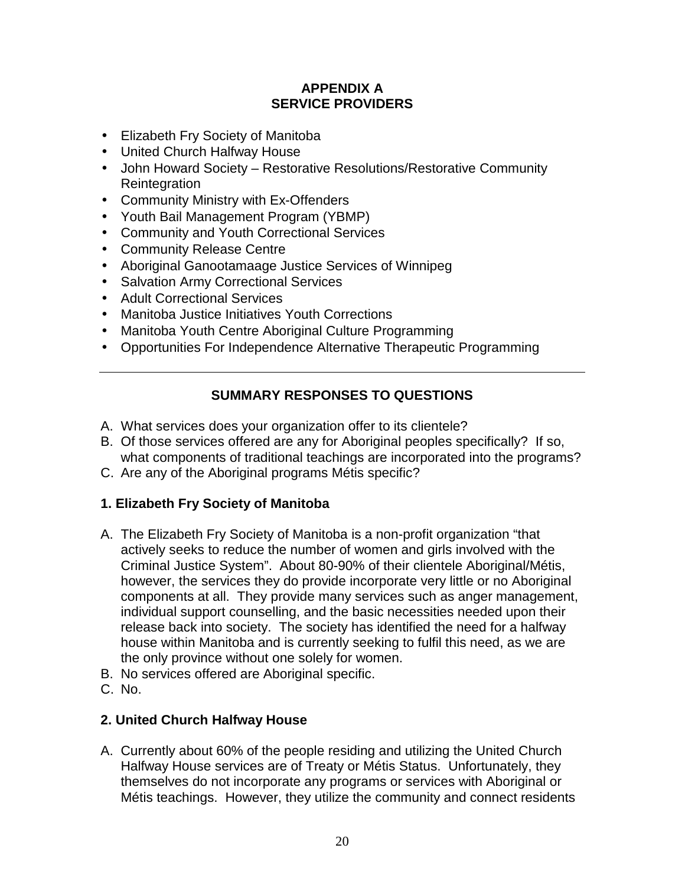# APPENDIX A
# SERVICE PROVIDERS

- Elizabeth Fry Society of Manitoba
- United Church Halfway House
- John Howard Society – Restorative Resolutions/Restorative Community Reintegration
- Community Ministry with Ex-Offenders
- Youth Bail Management Program (YBMP)
- Community and Youth Correctional Services
- Community Release Centre
- Aboriginal Ganootamaage Justice Services of Winnipeg
- Salvation Army Correctional Services
- Adult Correctional Services
- Manitoba Justice Initiatives Youth Corrections
- Manitoba Youth Centre Aboriginal Culture Programming
- Opportunities For Independence Alternative Therapeutic Programming

---

## SUMMARY RESPONSES TO QUESTIONS

A. What services does your organization offer to its clientele?
B. Of those services offered are any for Aboriginal peoples specifically? If so, what components of traditional teachings are incorporated into the programs?
C. Are any of the Aboriginal programs Métis specific?

### 1. Elizabeth Fry Society of Manitoba

A. The Elizabeth Fry Society of Manitoba is a non-profit organization "that actively seeks to reduce the number of women and girls involved with the Criminal Justice System". About 80-90% of their clientele Aboriginal/Métis, however, the services they do provide incorporate very little or no Aboriginal components at all. They provide many services such as anger management, individual support counselling, and the basic necessities needed upon their release back into society. The society has identified the need for a halfway house within Manitoba and is currently seeking to fulfil this need, as we are the only province without one solely for women.
B. No services offered are Aboriginal specific.
C. No.

### 2. United Church Halfway House

A. Currently about 60% of the people residing and utilizing the United Church Halfway House services are of Treaty or Métis Status. Unfortunately, they themselves do not incorporate any programs or services with Aboriginal or Métis teachings. However, they utilize the community and connect residents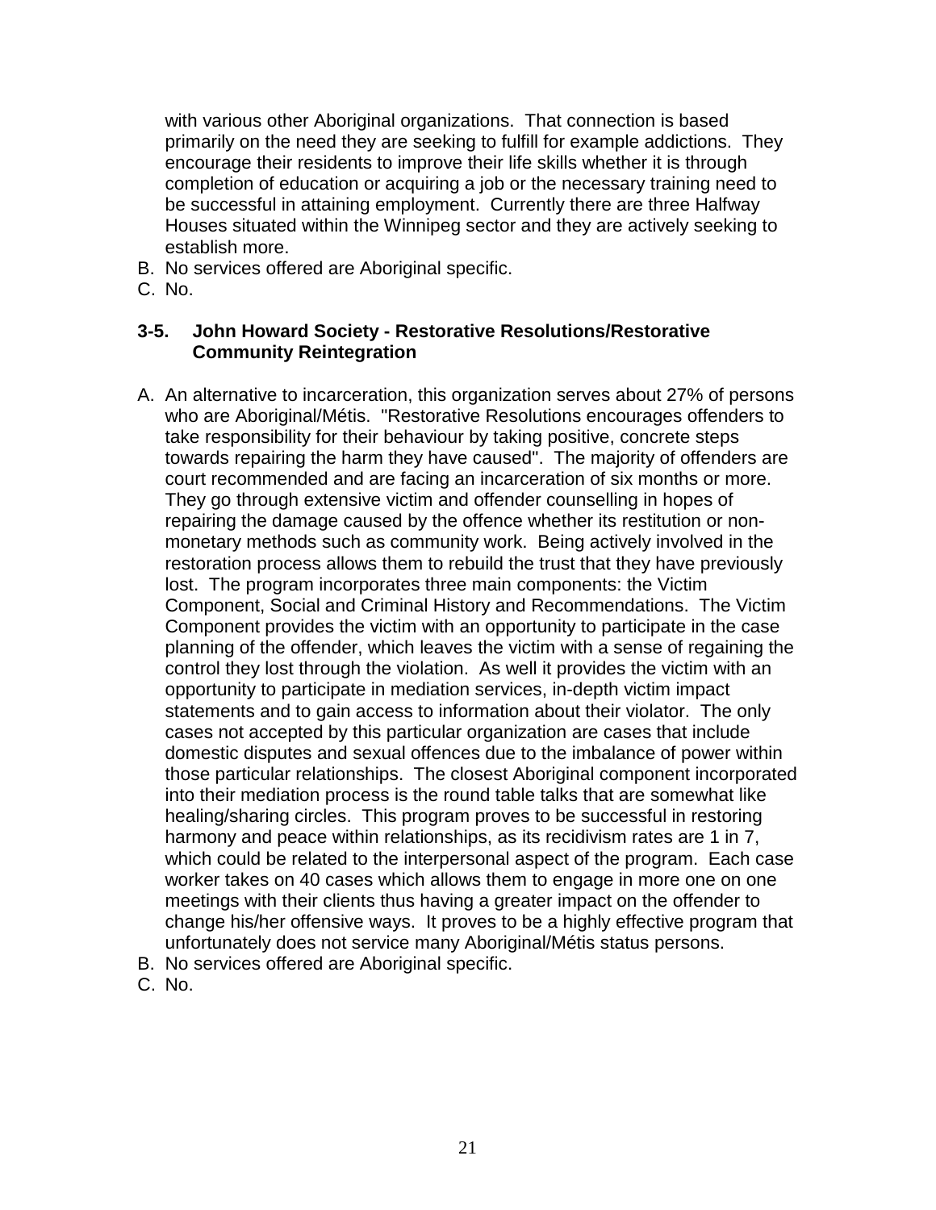with various other Aboriginal organizations. That connection is based primarily on the need they are seeking to fulfill for example addictions. They encourage their residents to improve their life skills whether it is through completion of education or acquiring a job or the necessary training need to be successful in attaining employment. Currently there are three Halfway Houses situated within the Winnipeg sector and they are actively seeking to establish more.

B. No services offered are Aboriginal specific.
C. No.

### 3-5. John Howard Society - Restorative Resolutions/Restorative Community Reintegration

A. An alternative to incarceration, this organization serves about 27% of persons who are Aboriginal/Métis. "Restorative Resolutions encourages offenders to take responsibility for their behaviour by taking positive, concrete steps towards repairing the harm they have caused". The majority of offenders are court recommended and are facing an incarceration of six months or more. They go through extensive victim and offender counselling in hopes of repairing the damage caused by the offence whether its restitution or non-monetary methods such as community work. Being actively involved in the restoration process allows them to rebuild the trust that they have previously lost. The program incorporates three main components: the Victim Component, Social and Criminal History and Recommendations. The Victim Component provides the victim with an opportunity to participate in the case planning of the offender, which leaves the victim with a sense of regaining the control they lost through the violation. As well it provides the victim with an opportunity to participate in mediation services, in-depth victim impact statements and to gain access to information about their violator. The only cases not accepted by this particular organization are cases that include domestic disputes and sexual offences due to the imbalance of power within those particular relationships. The closest Aboriginal component incorporated into their mediation process is the round table talks that are somewhat like healing/sharing circles. This program proves to be successful in restoring harmony and peace within relationships, as its recidivism rates are 1 in 7, which could be related to the interpersonal aspect of the program. Each case worker takes on 40 cases which allows them to engage in more one on one meetings with their clients thus having a greater impact on the offender to change his/her offensive ways. It proves to be a highly effective program that unfortunately does not service many Aboriginal/Métis status persons.
B. No services offered are Aboriginal specific.
C. No.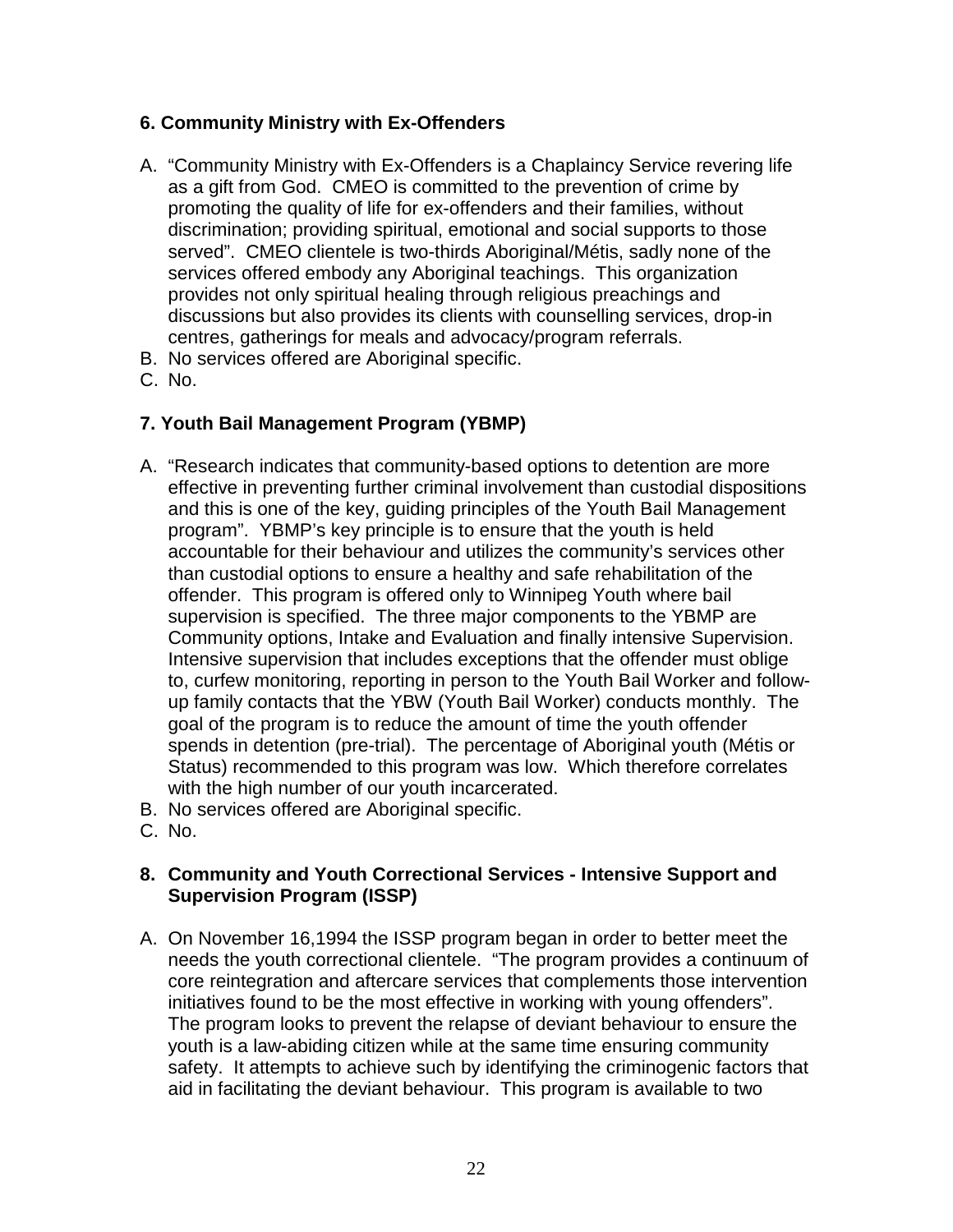**6. Community Ministry with Ex-Offenders**

A. "Community Ministry with Ex-Offenders is a Chaplaincy Service revering life as a gift from God. CMEO is committed to the prevention of crime by promoting the quality of life for ex-offenders and their families, without discrimination; providing spiritual, emotional and social supports to those served". CMEO clientele is two-thirds Aboriginal/Métis, sadly none of the services offered embody any Aboriginal teachings. This organization provides not only spiritual healing through religious preachings and discussions but also provides its clients with counselling services, drop-in centres, gatherings for meals and advocacy/program referrals.
B. No services offered are Aboriginal specific.
C. No.

**7. Youth Bail Management Program (YBMP)**

A. "Research indicates that community-based options to detention are more effective in preventing further criminal involvement than custodial dispositions and this is one of the key, guiding principles of the Youth Bail Management program". YBMP's key principle is to ensure that the youth is held accountable for their behaviour and utilizes the community's services other than custodial options to ensure a healthy and safe rehabilitation of the offender. This program is offered only to Winnipeg Youth where bail supervision is specified. The three major components to the YBMP are Community options, Intake and Evaluation and finally intensive Supervision. Intensive supervision that includes exceptions that the offender must oblige to, curfew monitoring, reporting in person to the Youth Bail Worker and follow-up family contacts that the YBW (Youth Bail Worker) conducts monthly. The goal of the program is to reduce the amount of time the youth offender spends in detention (pre-trial). The percentage of Aboriginal youth (Métis or Status) recommended to this program was low. Which therefore correlates with the high number of our youth incarcerated.
B. No services offered are Aboriginal specific.
C. No.

**8. Community and Youth Correctional Services - Intensive Support and Supervision Program (ISSP)**

A. On November 16,1994 the ISSP program began in order to better meet the needs the youth correctional clientele. "The program provides a continuum of core reintegration and aftercare services that complements those intervention initiatives found to be the most effective in working with young offenders". The program looks to prevent the relapse of deviant behaviour to ensure the youth is a law-abiding citizen while at the same time ensuring community safety. It attempts to achieve such by identifying the criminogenic factors that aid in facilitating the deviant behaviour. This program is available to two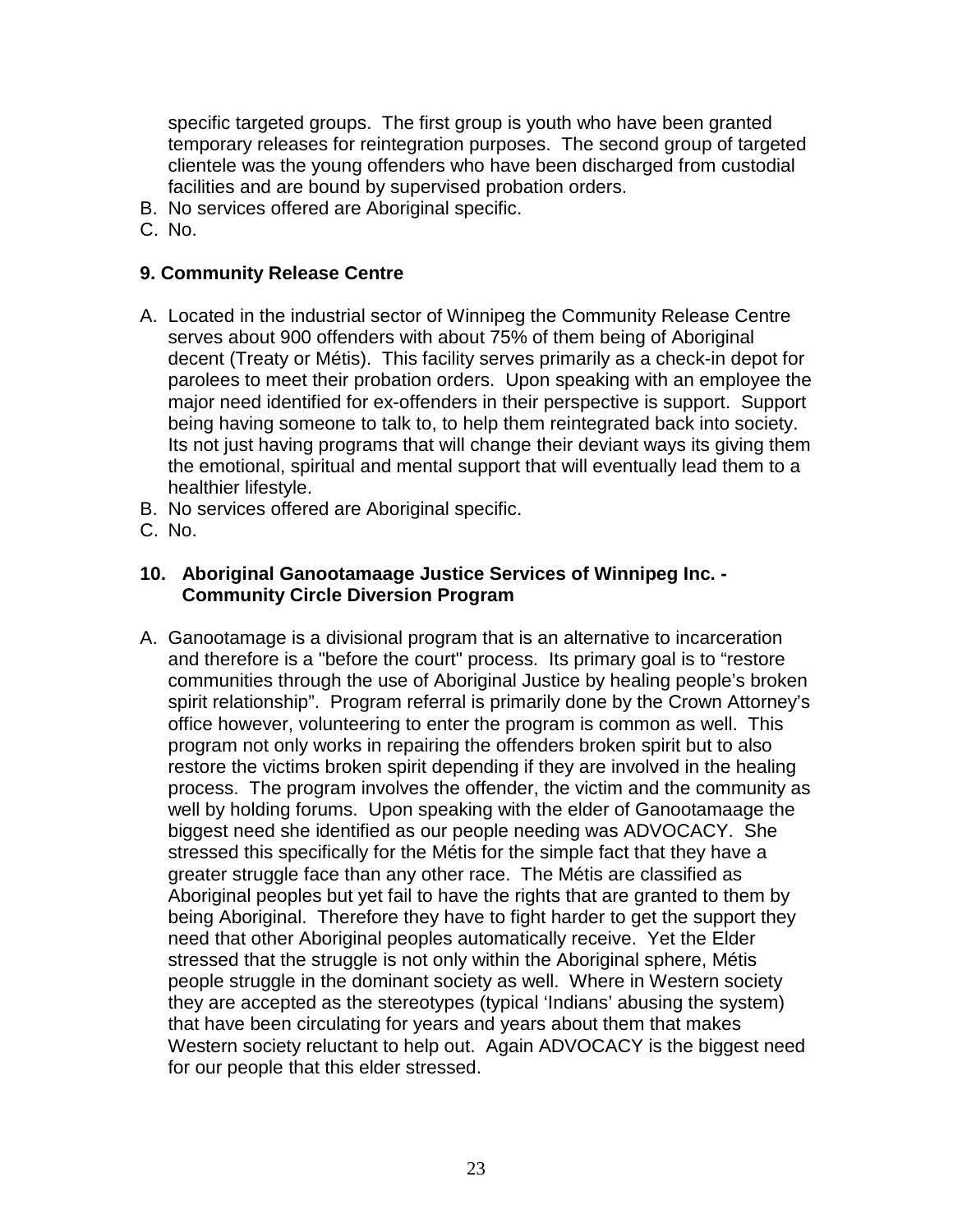specific targeted groups. The first group is youth who have been granted temporary releases for reintegration purposes. The second group of targeted clientele was the young offenders who have been discharged from custodial facilities and are bound by supervised probation orders.

B. No services offered are Aboriginal specific.
C. No.

### 9. Community Release Centre

A. Located in the industrial sector of Winnipeg the Community Release Centre serves about 900 offenders with about 75% of them being of Aboriginal decent (Treaty or Métis). This facility serves primarily as a check-in depot for parolees to meet their probation orders. Upon speaking with an employee the major need identified for ex-offenders in their perspective is support. Support being having someone to talk to, to help them reintegrated back into society. Its not just having programs that will change their deviant ways its giving them the emotional, spiritual and mental support that will eventually lead them to a healthier lifestyle.
B. No services offered are Aboriginal specific.
C. No.

### 10. Aboriginal Ganootamaage Justice Services of Winnipeg Inc. - Community Circle Diversion Program

A. Ganootamage is a divisional program that is an alternative to incarceration and therefore is a "before the court" process. Its primary goal is to "restore communities through the use of Aboriginal Justice by healing people's broken spirit relationship". Program referral is primarily done by the Crown Attorney's office however, volunteering to enter the program is common as well. This program not only works in repairing the offenders broken spirit but to also restore the victims broken spirit depending if they are involved in the healing process. The program involves the offender, the victim and the community as well by holding forums. Upon speaking with the elder of Ganootamaage the biggest need she identified as our people needing was ADVOCACY. She stressed this specifically for the Métis for the simple fact that they have a greater struggle face than any other race. The Métis are classified as Aboriginal peoples but yet fail to have the rights that are granted to them by being Aboriginal. Therefore they have to fight harder to get the support they need that other Aboriginal peoples automatically receive. Yet the Elder stressed that the struggle is not only within the Aboriginal sphere, Métis people struggle in the dominant society as well. Where in Western society they are accepted as the stereotypes (typical 'Indians' abusing the system) that have been circulating for years and years about them that makes Western society reluctant to help out. Again ADVOCACY is the biggest need for our people that this elder stressed.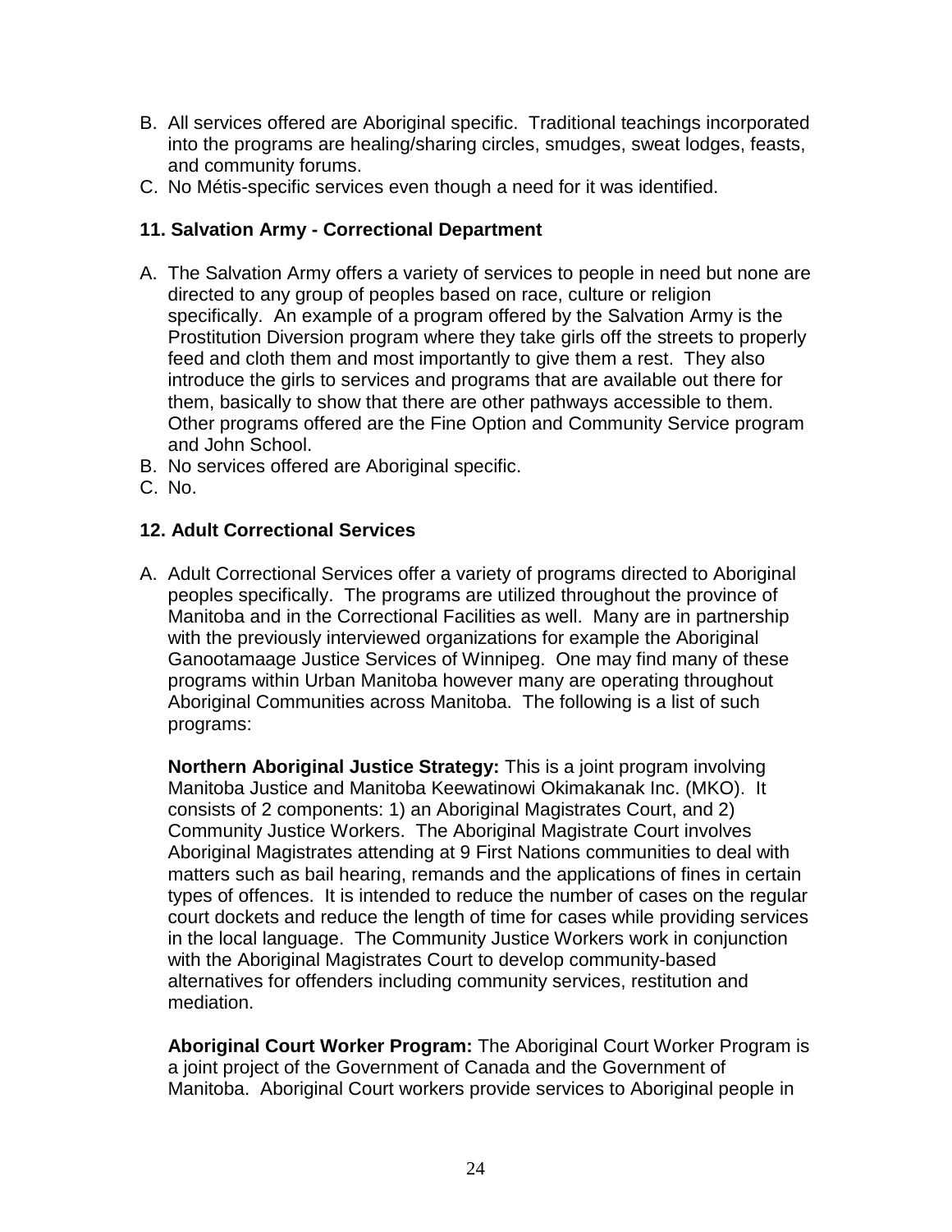B. All services offered are Aboriginal specific. Traditional teachings incorporated into the programs are healing/sharing circles, smudges, sweat lodges, feasts, and community forums.
C. No Métis-specific services even though a need for it was identified.

**11. Salvation Army - Correctional Department**

A. The Salvation Army offers a variety of services to people in need but none are directed to any group of peoples based on race, culture or religion specifically. An example of a program offered by the Salvation Army is the Prostitution Diversion program where they take girls off the streets to properly feed and cloth them and most importantly to give them a rest. They also introduce the girls to services and programs that are available out there for them, basically to show that there are other pathways accessible to them. Other programs offered are the Fine Option and Community Service program and John School.
B. No services offered are Aboriginal specific.
C. No.

**12. Adult Correctional Services**

A. Adult Correctional Services offer a variety of programs directed to Aboriginal peoples specifically. The programs are utilized throughout the province of Manitoba and in the Correctional Facilities as well. Many are in partnership with the previously interviewed organizations for example the Aboriginal Ganootamaage Justice Services of Winnipeg. One may find many of these programs within Urban Manitoba however many are operating throughout Aboriginal Communities across Manitoba. The following is a list of such programs:

   **Northern Aboriginal Justice Strategy:** This is a joint program involving Manitoba Justice and Manitoba Keewatinowi Okimakanak Inc. (MKO). It consists of 2 components: 1) an Aboriginal Magistrates Court, and 2) Community Justice Workers. The Aboriginal Magistrate Court involves Aboriginal Magistrates attending at 9 First Nations communities to deal with matters such as bail hearing, remands and the applications of fines in certain types of offences. It is intended to reduce the number of cases on the regular court dockets and reduce the length of time for cases while providing services in the local language. The Community Justice Workers work in conjunction with the Aboriginal Magistrates Court to develop community-based alternatives for offenders including community services, restitution and mediation.

   **Aboriginal Court Worker Program:** The Aboriginal Court Worker Program is a joint project of the Government of Canada and the Government of Manitoba. Aboriginal Court workers provide services to Aboriginal people in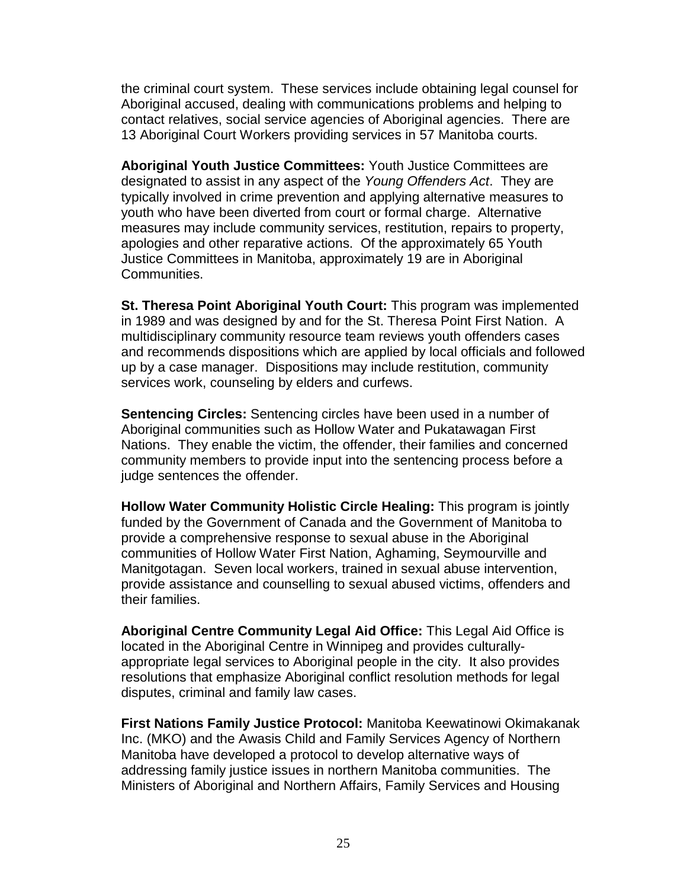the criminal court system. These services include obtaining legal counsel for Aboriginal accused, dealing with communications problems and helping to contact relatives, social service agencies of Aboriginal agencies. There are 13 Aboriginal Court Workers providing services in 57 Manitoba courts.

**Aboriginal Youth Justice Committees:** Youth Justice Committees are designated to assist in any aspect of the *Young Offenders Act*. They are typically involved in crime prevention and applying alternative measures to youth who have been diverted from court or formal charge. Alternative measures may include community services, restitution, repairs to property, apologies and other reparative actions. Of the approximately 65 Youth Justice Committees in Manitoba, approximately 19 are in Aboriginal Communities.

**St. Theresa Point Aboriginal Youth Court:** This program was implemented in 1989 and was designed by and for the St. Theresa Point First Nation. A multidisciplinary community resource team reviews youth offenders cases and recommends dispositions which are applied by local officials and followed up by a case manager. Dispositions may include restitution, community services work, counseling by elders and curfews.

**Sentencing Circles:** Sentencing circles have been used in a number of Aboriginal communities such as Hollow Water and Pukatawagan First Nations. They enable the victim, the offender, their families and concerned community members to provide input into the sentencing process before a judge sentences the offender.

**Hollow Water Community Holistic Circle Healing:** This program is jointly funded by the Government of Canada and the Government of Manitoba to provide a comprehensive response to sexual abuse in the Aboriginal communities of Hollow Water First Nation, Aghaming, Seymourville and Manitgotagan. Seven local workers, trained in sexual abuse intervention, provide assistance and counselling to sexual abused victims, offenders and their families.

**Aboriginal Centre Community Legal Aid Office:** This Legal Aid Office is located in the Aboriginal Centre in Winnipeg and provides culturally-appropriate legal services to Aboriginal people in the city. It also provides resolutions that emphasize Aboriginal conflict resolution methods for legal disputes, criminal and family law cases.

**First Nations Family Justice Protocol:** Manitoba Keewatinowi Okimakanak Inc. (MKO) and the Awasis Child and Family Services Agency of Northern Manitoba have developed a protocol to develop alternative ways of addressing family justice issues in northern Manitoba communities. The Ministers of Aboriginal and Northern Affairs, Family Services and Housing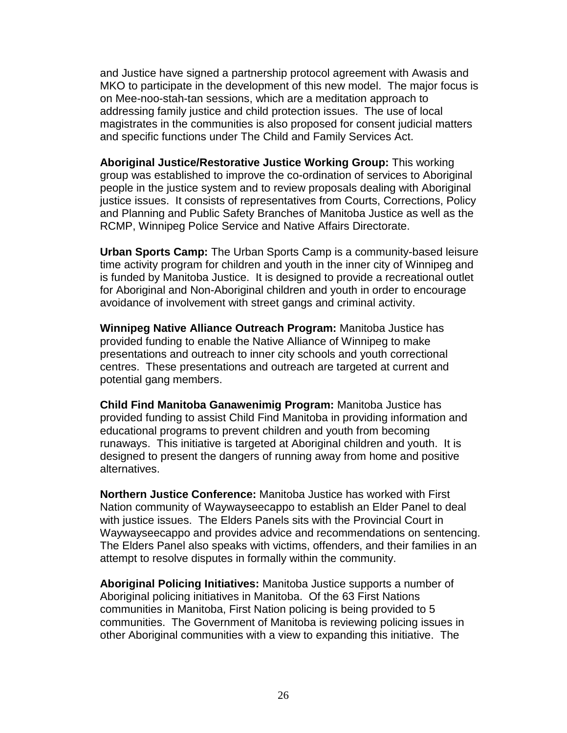and Justice have signed a partnership protocol agreement with Awasis and MKO to participate in the development of this new model. The major focus is on Mee-noo-stah-tan sessions, which are a meditation approach to addressing family justice and child protection issues. The use of local magistrates in the communities is also proposed for consent judicial matters and specific functions under The Child and Family Services Act.

**Aboriginal Justice/Restorative Justice Working Group:** This working group was established to improve the co-ordination of services to Aboriginal people in the justice system and to review proposals dealing with Aboriginal justice issues. It consists of representatives from Courts, Corrections, Policy and Planning and Public Safety Branches of Manitoba Justice as well as the RCMP, Winnipeg Police Service and Native Affairs Directorate.

**Urban Sports Camp:** The Urban Sports Camp is a community-based leisure time activity program for children and youth in the inner city of Winnipeg and is funded by Manitoba Justice. It is designed to provide a recreational outlet for Aboriginal and Non-Aboriginal children and youth in order to encourage avoidance of involvement with street gangs and criminal activity.

**Winnipeg Native Alliance Outreach Program:** Manitoba Justice has provided funding to enable the Native Alliance of Winnipeg to make presentations and outreach to inner city schools and youth correctional centres. These presentations and outreach are targeted at current and potential gang members.

**Child Find Manitoba Ganawenimig Program:** Manitoba Justice has provided funding to assist Child Find Manitoba in providing information and educational programs to prevent children and youth from becoming runaways. This initiative is targeted at Aboriginal children and youth. It is designed to present the dangers of running away from home and positive alternatives.

**Northern Justice Conference:** Manitoba Justice has worked with First Nation community of Waywayseecappo to establish an Elder Panel to deal with justice issues. The Elders Panels sits with the Provincial Court in Waywayseecappo and provides advice and recommendations on sentencing. The Elders Panel also speaks with victims, offenders, and their families in an attempt to resolve disputes in formally within the community.

**Aboriginal Policing Initiatives:** Manitoba Justice supports a number of Aboriginal policing initiatives in Manitoba. Of the 63 First Nations communities in Manitoba, First Nation policing is being provided to 5 communities. The Government of Manitoba is reviewing policing issues in other Aboriginal communities with a view to expanding this initiative. The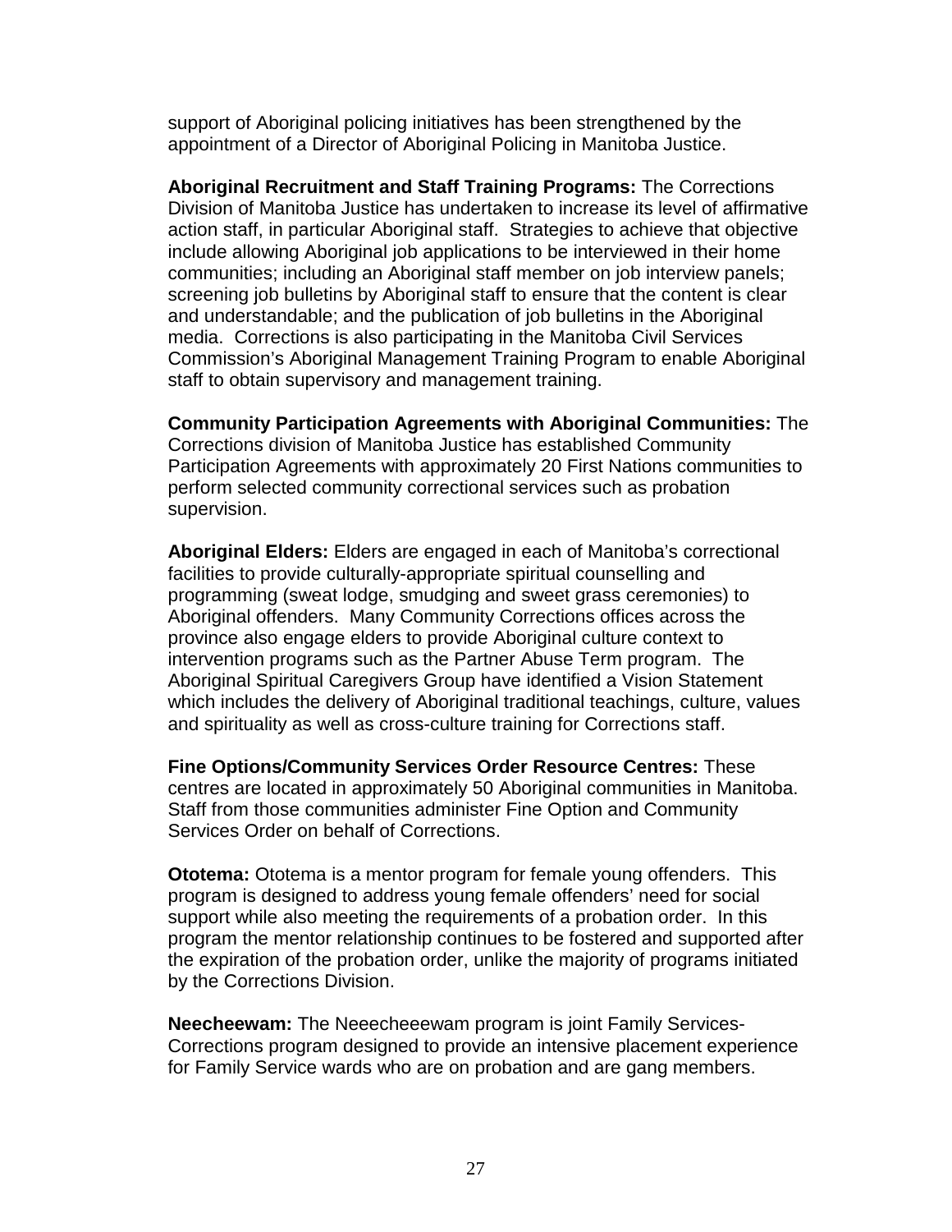support of Aboriginal policing initiatives has been strengthened by the appointment of a Director of Aboriginal Policing in Manitoba Justice.

**Aboriginal Recruitment and Staff Training Programs:** The Corrections Division of Manitoba Justice has undertaken to increase its level of affirmative action staff, in particular Aboriginal staff. Strategies to achieve that objective include allowing Aboriginal job applications to be interviewed in their home communities; including an Aboriginal staff member on job interview panels; screening job bulletins by Aboriginal staff to ensure that the content is clear and understandable; and the publication of job bulletins in the Aboriginal media. Corrections is also participating in the Manitoba Civil Services Commission's Aboriginal Management Training Program to enable Aboriginal staff to obtain supervisory and management training.

**Community Participation Agreements with Aboriginal Communities:** The Corrections division of Manitoba Justice has established Community Participation Agreements with approximately 20 First Nations communities to perform selected community correctional services such as probation supervision.

**Aboriginal Elders:** Elders are engaged in each of Manitoba's correctional facilities to provide culturally-appropriate spiritual counselling and programming (sweat lodge, smudging and sweet grass ceremonies) to Aboriginal offenders. Many Community Corrections offices across the province also engage elders to provide Aboriginal culture context to intervention programs such as the Partner Abuse Term program. The Aboriginal Spiritual Caregivers Group have identified a Vision Statement which includes the delivery of Aboriginal traditional teachings, culture, values and spirituality as well as cross-culture training for Corrections staff.

**Fine Options/Community Services Order Resource Centres:** These centres are located in approximately 50 Aboriginal communities in Manitoba. Staff from those communities administer Fine Option and Community Services Order on behalf of Corrections.

**Ototema:** Ototema is a mentor program for female young offenders. This program is designed to address young female offenders' need for social support while also meeting the requirements of a probation order. In this program the mentor relationship continues to be fostered and supported after the expiration of the probation order, unlike the majority of programs initiated by the Corrections Division.

**Neecheewam:** The Neeecheeewam program is joint Family Services-Corrections program designed to provide an intensive placement experience for Family Service wards who are on probation and are gang members.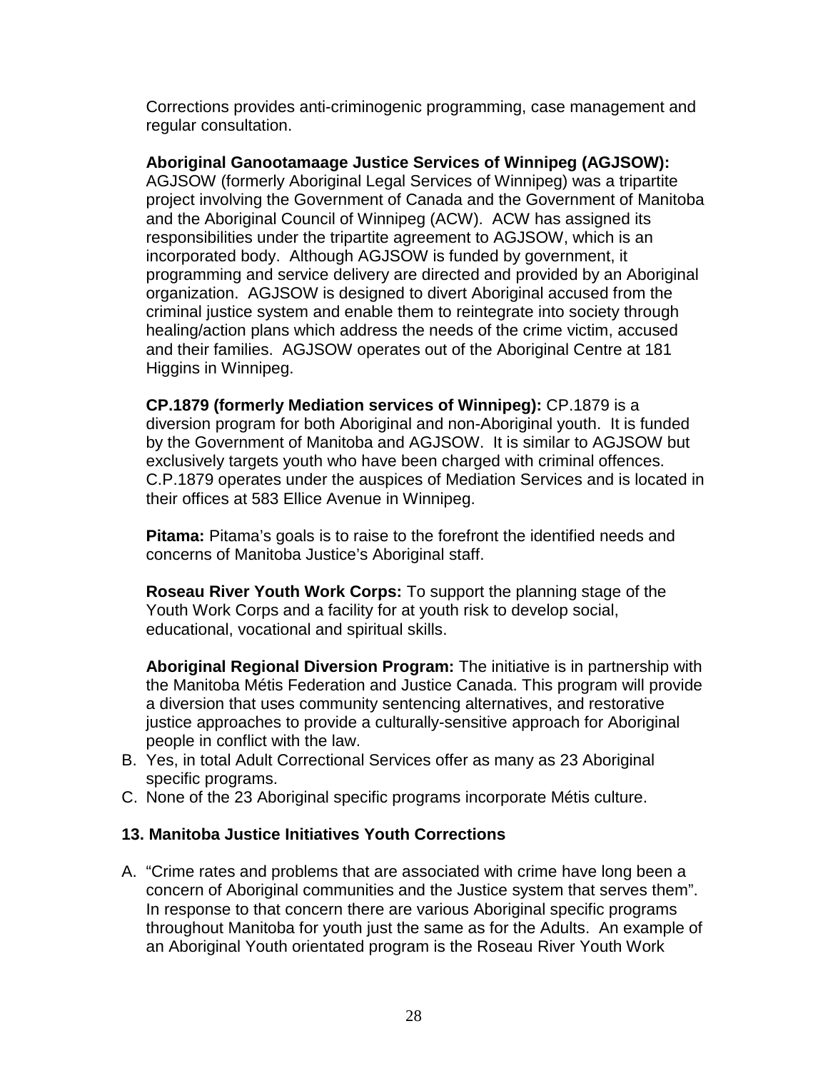Corrections provides anti-criminogenic programming, case management and regular consultation.

**Aboriginal Ganootamaage Justice Services of Winnipeg (AGJSOW):** AGJSOW (formerly Aboriginal Legal Services of Winnipeg) was a tripartite project involving the Government of Canada and the Government of Manitoba and the Aboriginal Council of Winnipeg (ACW). ACW has assigned its responsibilities under the tripartite agreement to AGJSOW, which is an incorporated body. Although AGJSOW is funded by government, it programming and service delivery are directed and provided by an Aboriginal organization. AGJSOW is designed to divert Aboriginal accused from the criminal justice system and enable them to reintegrate into society through healing/action plans which address the needs of the crime victim, accused and their families. AGJSOW operates out of the Aboriginal Centre at 181 Higgins in Winnipeg.

**CP.1879 (formerly Mediation services of Winnipeg):** CP.1879 is a diversion program for both Aboriginal and non-Aboriginal youth. It is funded by the Government of Manitoba and AGJSOW. It is similar to AGJSOW but exclusively targets youth who have been charged with criminal offences. C.P.1879 operates under the auspices of Mediation Services and is located in their offices at 583 Ellice Avenue in Winnipeg.

**Pitama:** Pitama's goals is to raise to the forefront the identified needs and concerns of Manitoba Justice's Aboriginal staff.

**Roseau River Youth Work Corps:** To support the planning stage of the Youth Work Corps and a facility for at youth risk to develop social, educational, vocational and spiritual skills.

**Aboriginal Regional Diversion Program:** The initiative is in partnership with the Manitoba Métis Federation and Justice Canada. This program will provide a diversion that uses community sentencing alternatives, and restorative justice approaches to provide a culturally-sensitive approach for Aboriginal people in conflict with the law.

B. Yes, in total Adult Correctional Services offer as many as 23 Aboriginal specific programs.
C. None of the 23 Aboriginal specific programs incorporate Métis culture.

### 13. Manitoba Justice Initiatives Youth Corrections

A. "Crime rates and problems that are associated with crime have long been a concern of Aboriginal communities and the Justice system that serves them". In response to that concern there are various Aboriginal specific programs throughout Manitoba for youth just the same as for the Adults. An example of an Aboriginal Youth orientated program is the Roseau River Youth Work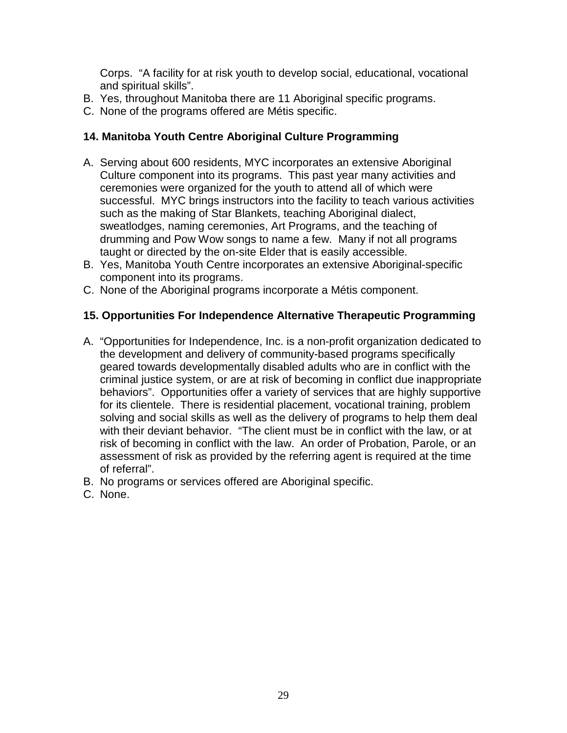Corps. "A facility for at risk youth to develop social, educational, vocational and spiritual skills".

B. Yes, throughout Manitoba there are 11 Aboriginal specific programs.
C. None of the programs offered are Métis specific.

**14. Manitoba Youth Centre Aboriginal Culture Programming**

A. Serving about 600 residents, MYC incorporates an extensive Aboriginal Culture component into its programs. This past year many activities and ceremonies were organized for the youth to attend all of which were successful. MYC brings instructors into the facility to teach various activities such as the making of Star Blankets, teaching Aboriginal dialect, sweatlodges, naming ceremonies, Art Programs, and the teaching of drumming and Pow Wow songs to name a few. Many if not all programs taught or directed by the on-site Elder that is easily accessible.
B. Yes, Manitoba Youth Centre incorporates an extensive Aboriginal-specific component into its programs.
C. None of the Aboriginal programs incorporate a Métis component.

**15. Opportunities For Independence Alternative Therapeutic Programming**

A. "Opportunities for Independence, Inc. is a non-profit organization dedicated to the development and delivery of community-based programs specifically geared towards developmentally disabled adults who are in conflict with the criminal justice system, or are at risk of becoming in conflict due inappropriate behaviors". Opportunities offer a variety of services that are highly supportive for its clientele. There is residential placement, vocational training, problem solving and social skills as well as the delivery of programs to help them deal with their deviant behavior. "The client must be in conflict with the law, or at risk of becoming in conflict with the law. An order of Probation, Parole, or an assessment of risk as provided by the referring agent is required at the time of referral".
B. No programs or services offered are Aboriginal specific.
C. None.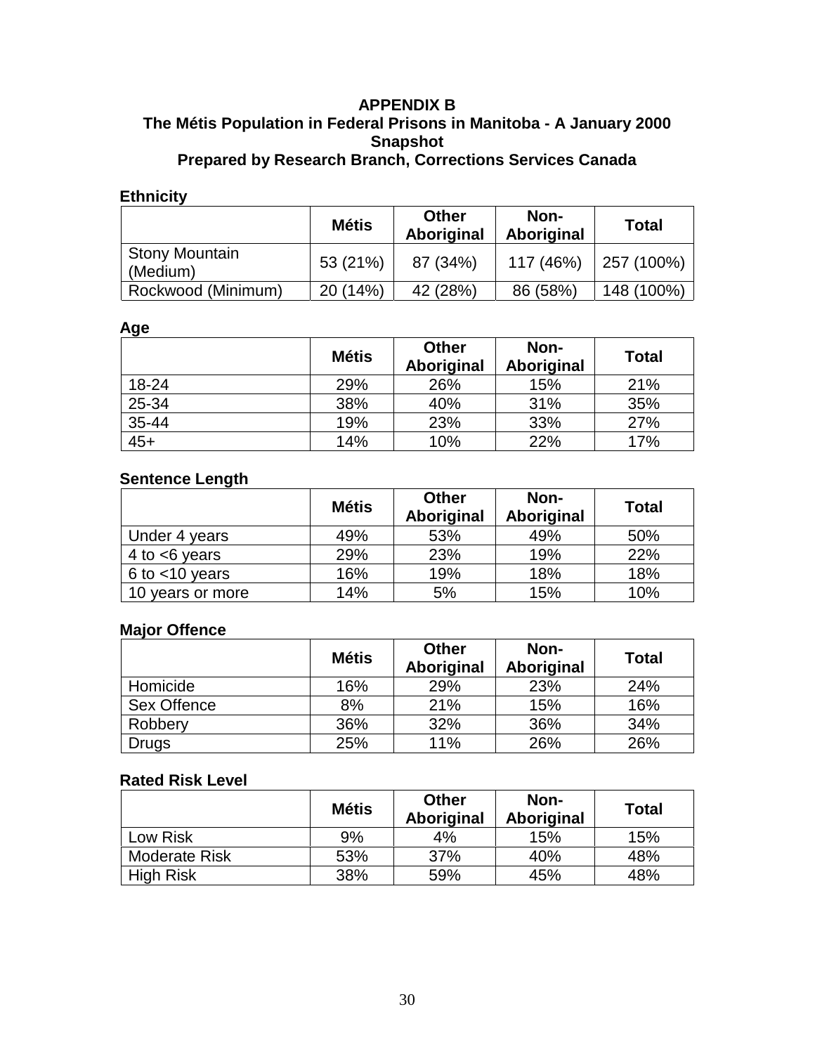## APPENDIX B
## The Métis Population in Federal Prisons in Manitoba - A January 2000 Snapshot
## Prepared by Research Branch, Corrections Services Canada

**Ethnicity**

| | Métis | Other Aboriginal | Non-Aboriginal | Total |
|---|---|---|---|---|
| Stony Mountain (Medium) | 53 (21%) | 87 (34%) | 117 (46%) | 257 (100%) |
| Rockwood (Minimum) | 20 (14%) | 42 (28%) | 86 (58%) | 148 (100%) |

**Age**

| | Métis | Other Aboriginal | Non-Aboriginal | Total |
|---|---|---|---|---|
| 18-24 | 29% | 26% | 15% | 21% |
| 25-34 | 38% | 40% | 31% | 35% |
| 35-44 | 19% | 23% | 33% | 27% |
| 45+ | 14% | 10% | 22% | 17% |

**Sentence Length**

| | Métis | Other Aboriginal | Non-Aboriginal | Total |
|---|---|---|---|---|
| Under 4 years | 49% | 53% | 49% | 50% |
| 4 to <6 years | 29% | 23% | 19% | 22% |
| 6 to <10 years | 16% | 19% | 18% | 18% |
| 10 years or more | 14% | 5% | 15% | 10% |

**Major Offence**

| | Métis | Other Aboriginal | Non-Aboriginal | Total |
|---|---|---|---|---|
| Homicide | 16% | 29% | 23% | 24% |
| Sex Offence | 8% | 21% | 15% | 16% |
| Robbery | 36% | 32% | 36% | 34% |
| Drugs | 25% | 11% | 26% | 26% |

**Rated Risk Level**

| | Métis | Other Aboriginal | Non-Aboriginal | Total |
|---|---|---|---|---|
| Low Risk | 9% | 4% | 15% | 15% |
| Moderate Risk | 53% | 37% | 40% | 48% |
| High Risk | 38% | 59% | 45% | 48% |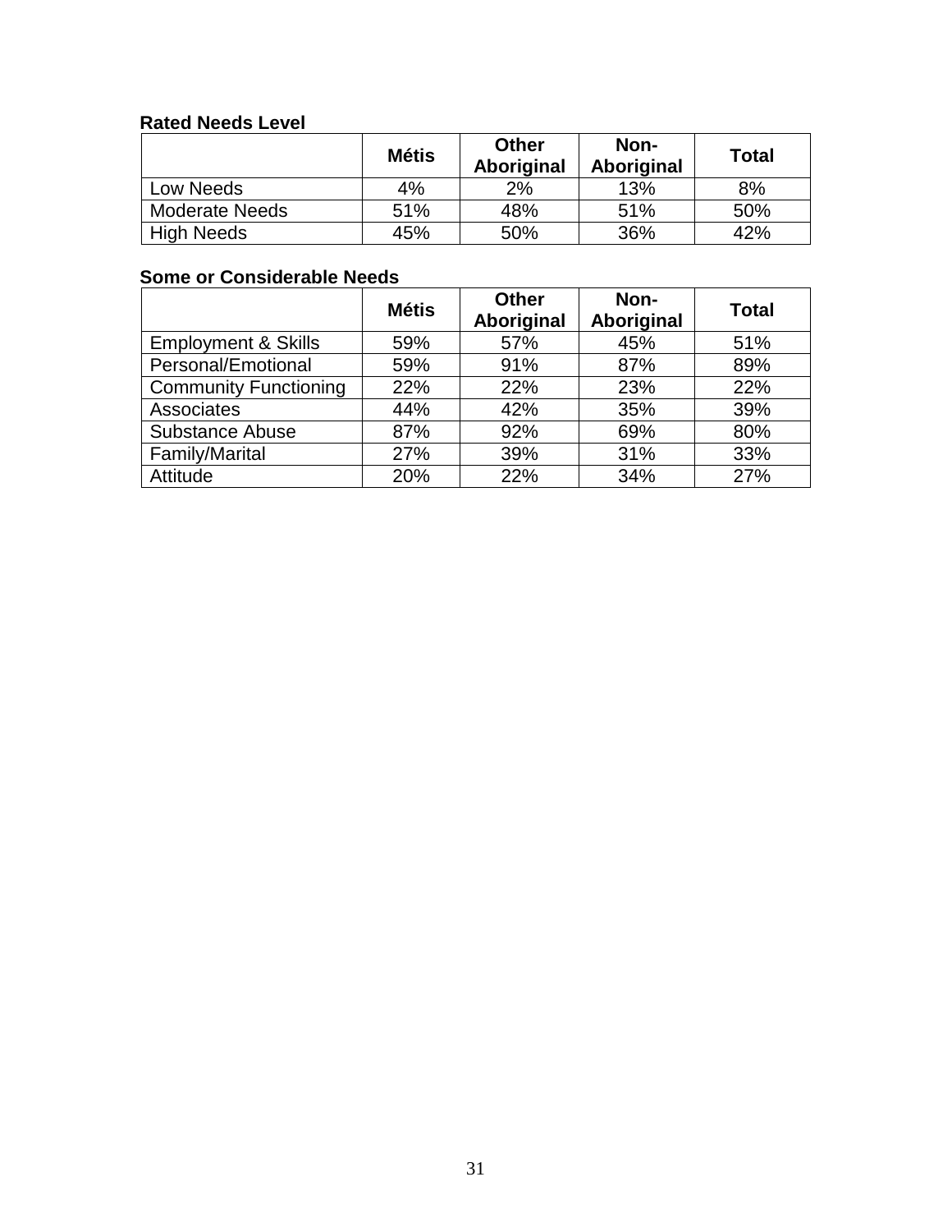**Rated Needs Level**

| | Métis | Other Aboriginal | Non-Aboriginal | Total |
|---|---|---|---|---|
| Low Needs | 4% | 2% | 13% | 8% |
| Moderate Needs | 51% | 48% | 51% | 50% |
| High Needs | 45% | 50% | 36% | 42% |

**Some or Considerable Needs**

| | Métis | Other Aboriginal | Non-Aboriginal | Total |
|---|---|---|---|---|
| Employment & Skills | 59% | 57% | 45% | 51% |
| Personal/Emotional | 59% | 91% | 87% | 89% |
| Community Functioning | 22% | 22% | 23% | 22% |
| Associates | 44% | 42% | 35% | 39% |
| Substance Abuse | 87% | 92% | 69% | 80% |
| Family/Marital | 27% | 39% | 31% | 33% |
| Attitude | 20% | 22% | 34% | 27% |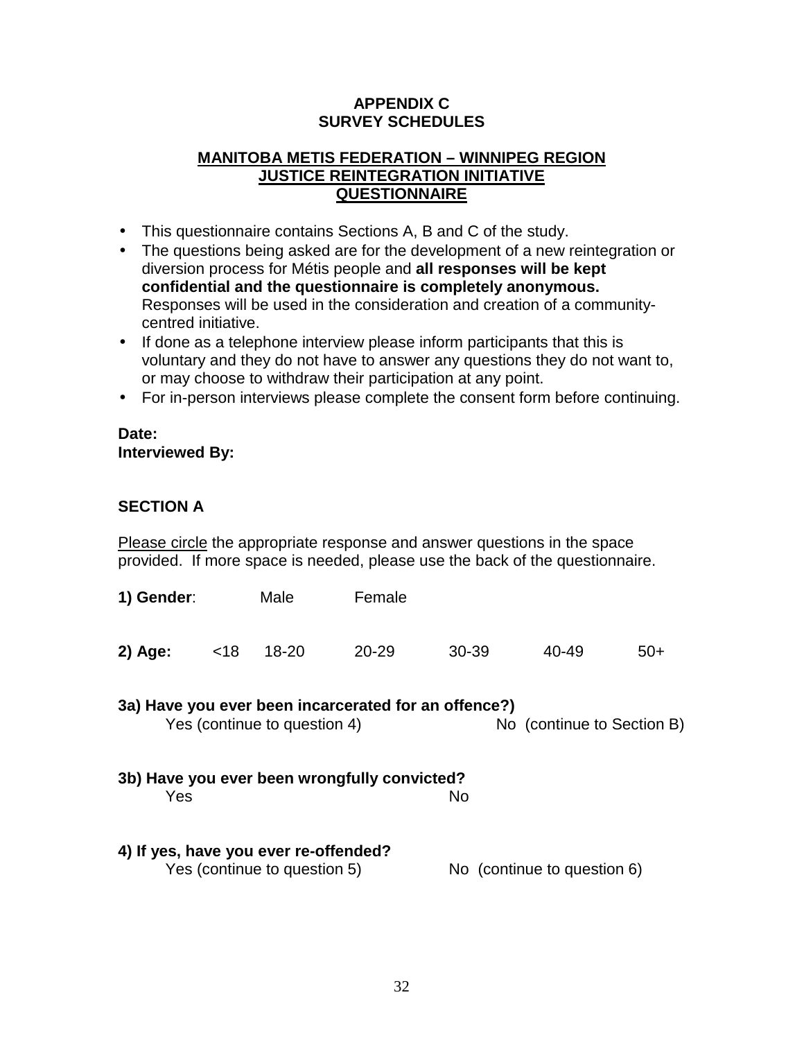# APPENDIX C
# SURVEY SCHEDULES

## MANITOBA METIS FEDERATION – WINNIPEG REGION
## JUSTICE REINTEGRATION INITIATIVE
## QUESTIONNAIRE

- This questionnaire contains Sections A, B and C of the study.
- The questions being asked are for the development of a new reintegration or diversion process for Métis people and **all responses will be kept confidential and the questionnaire is completely anonymous.** Responses will be used in the consideration and creation of a community-centred initiative.
- If done as a telephone interview please inform participants that this is voluntary and they do not have to answer any questions they do not want to, or may choose to withdraw their participation at any point.
- For in-person interviews please complete the consent form before continuing.

**Date:**
**Interviewed By:**

### SECTION A

Please circle the appropriate response and answer questions in the space provided. If more space is needed, please use the back of the questionnaire.

**1) Gender**: Male Female

**2) Age:** <18 18-20 20-29 30-39 40-49 50+

**3a) Have you ever been incarcerated for an offence?)**
Yes (continue to question 4) No (continue to Section B)

**3b) Have you ever been wrongfully convicted?**
Yes No

**4) If yes, have you ever re-offended?**
Yes (continue to question 5) No (continue to question 6)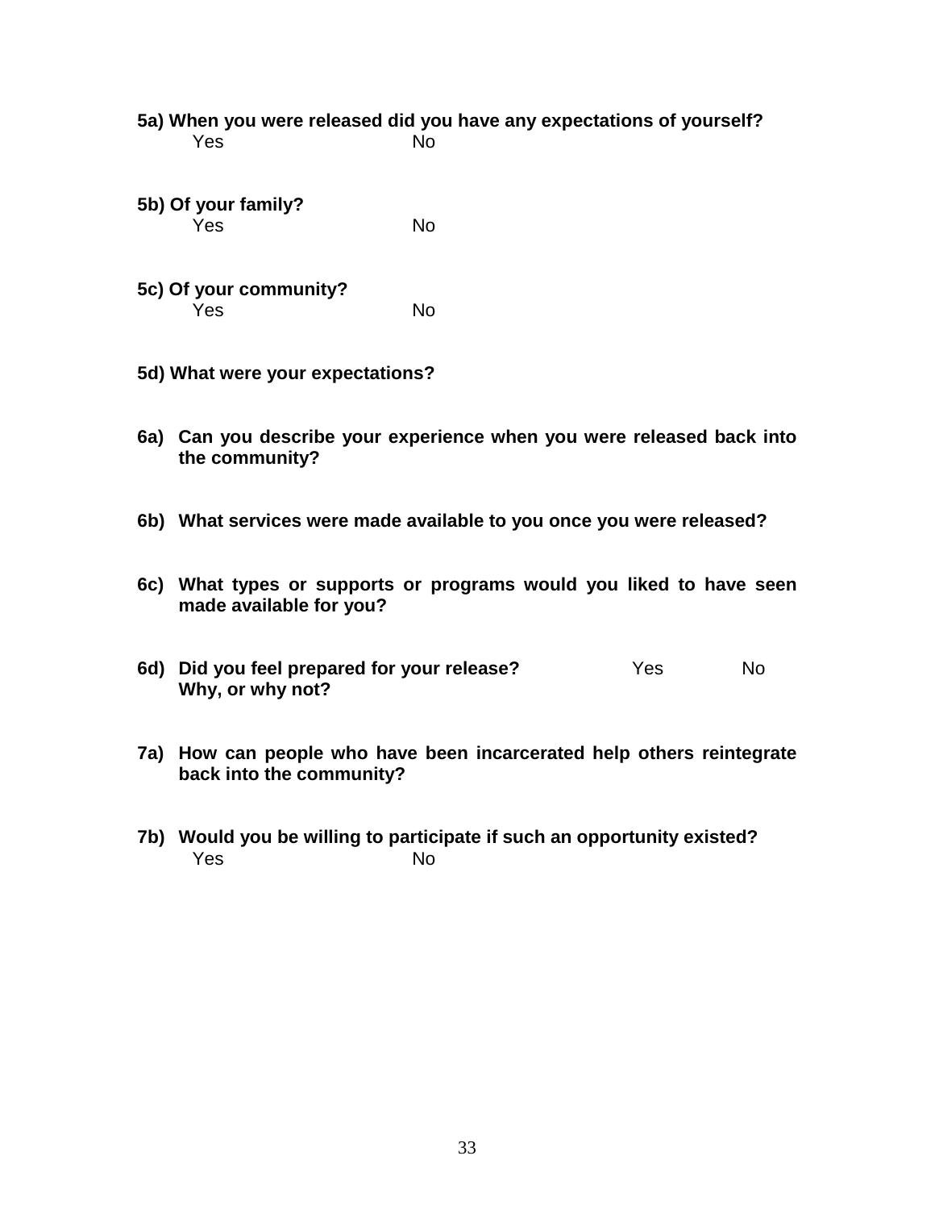**5a) When you were released did you have any expectations of yourself?**

Yes No

**5b) Of your family?**

Yes No

**5c) Of your community?**

Yes No

**5d) What were your expectations?**

**6a) Can you describe your experience when you were released back into the community?**

**6b) What services were made available to you once you were released?**

**6c) What types or supports or programs would you liked to have seen made available for you?**

**6d) Did you feel prepared for your release?** Yes No
**Why, or why not?**

**7a) How can people who have been incarcerated help others reintegrate back into the community?**

**7b) Would you be willing to participate if such an opportunity existed?**

Yes No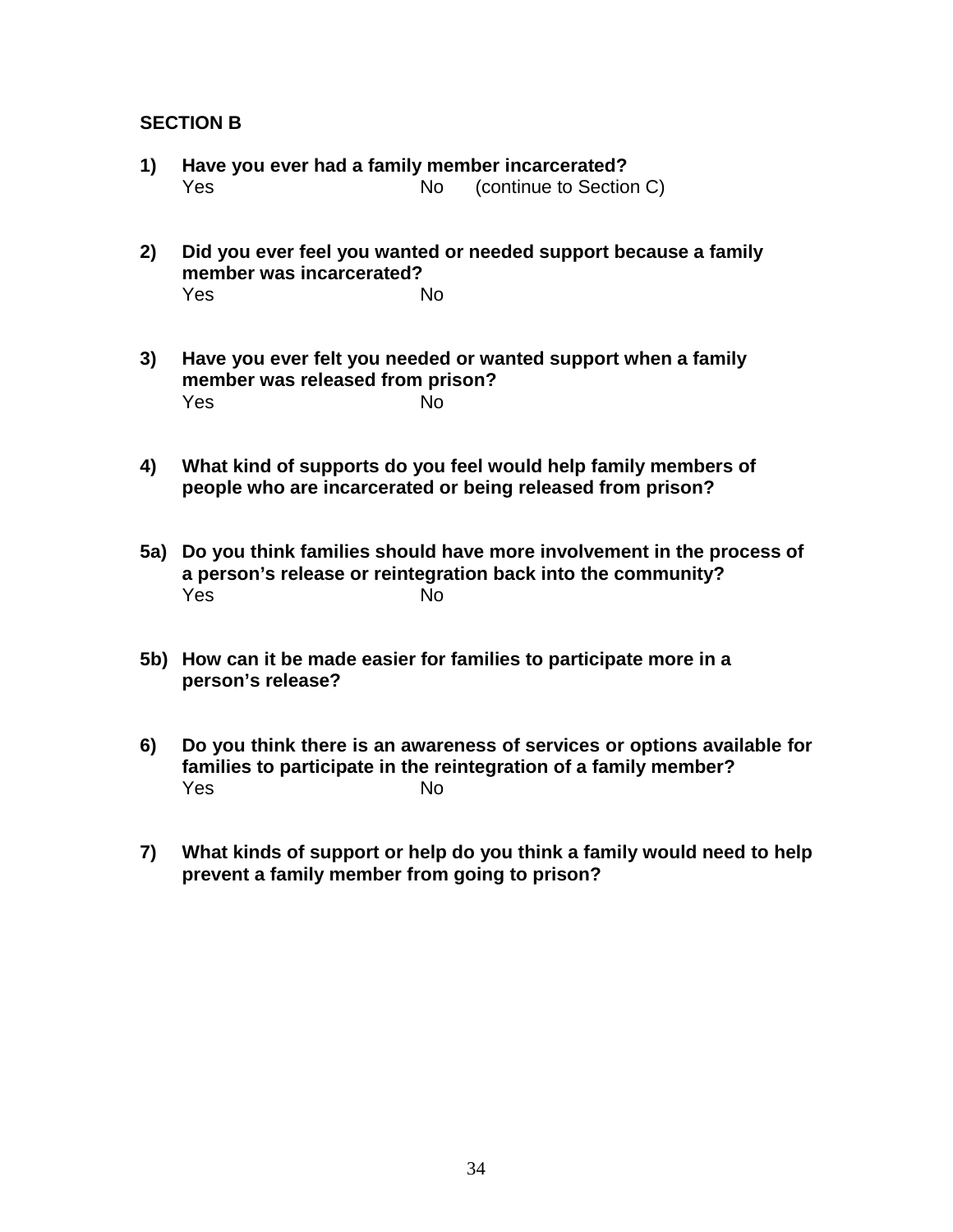**SECTION B**

**1) Have you ever had a family member incarcerated?**
Yes No (continue to Section C)

**2) Did you ever feel you wanted or needed support because a family member was incarcerated?**
Yes No

**3) Have you ever felt you needed or wanted support when a family member was released from prison?**
Yes No

**4) What kind of supports do you feel would help family members of people who are incarcerated or being released from prison?**

**5a) Do you think families should have more involvement in the process of a person's release or reintegration back into the community?**
Yes No

**5b) How can it be made easier for families to participate more in a person's release?**

**6) Do you think there is an awareness of services or options available for families to participate in the reintegration of a family member?**
Yes No

**7) What kinds of support or help do you think a family would need to help prevent a family member from going to prison?**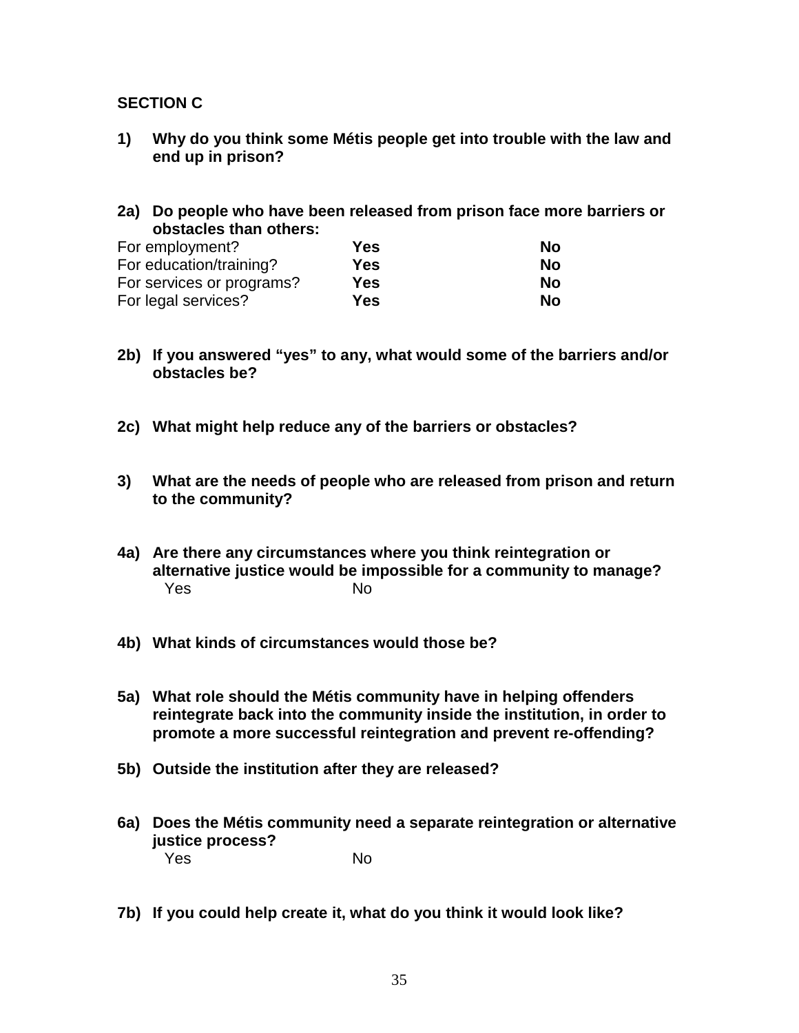**SECTION C**

**1) Why do you think some Métis people get into trouble with the law and end up in prison?**

**2a) Do people who have been released from prison face more barriers or obstacles than others:**

| | | |
|---|---|---|
| For employment? | **Yes** | **No** |
| For education/training? | **Yes** | **No** |
| For services or programs? | **Yes** | **No** |
| For legal services? | **Yes** | **No** |

**2b) If you answered "yes" to any, what would some of the barriers and/or obstacles be?**

**2c) What might help reduce any of the barriers or obstacles?**

**3) What are the needs of people who are released from prison and return to the community?**

**4a) Are there any circumstances where you think reintegration or alternative justice would be impossible for a community to manage?**

Yes No

**4b) What kinds of circumstances would those be?**

**5a) What role should the Métis community have in helping offenders reintegrate back into the community inside the institution, in order to promote a more successful reintegration and prevent re-offending?**

**5b) Outside the institution after they are released?**

**6a) Does the Métis community need a separate reintegration or alternative justice process?**

Yes No

**7b) If you could help create it, what do you think it would look like?**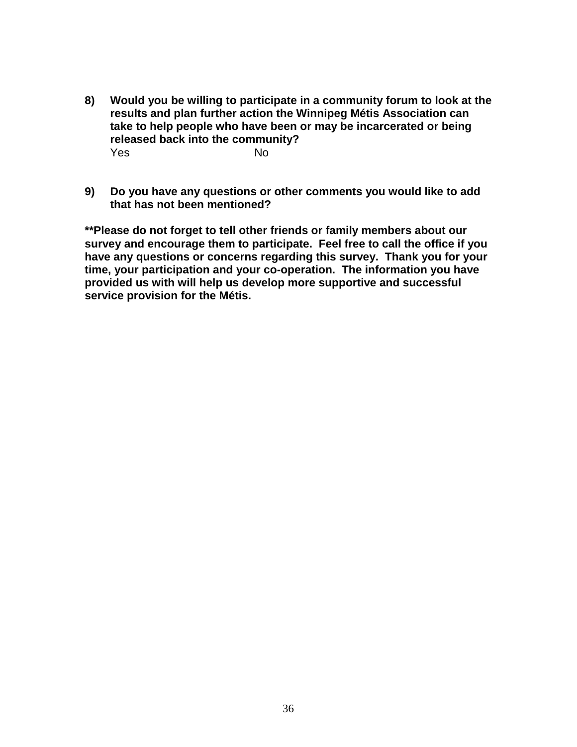**8) Would you be willing to participate in a community forum to look at the results and plan further action the Winnipeg Métis Association can take to help people who have been or may be incarcerated or being released back into the community?**

Yes No

**9) Do you have any questions or other comments you would like to add that has not been mentioned?**

**\*\*Please do not forget to tell other friends or family members about our survey and encourage them to participate. Feel free to call the office if you have any questions or concerns regarding this survey. Thank you for your time, your participation and your co-operation. The information you have provided us with will help us develop more supportive and successful service provision for the Métis.**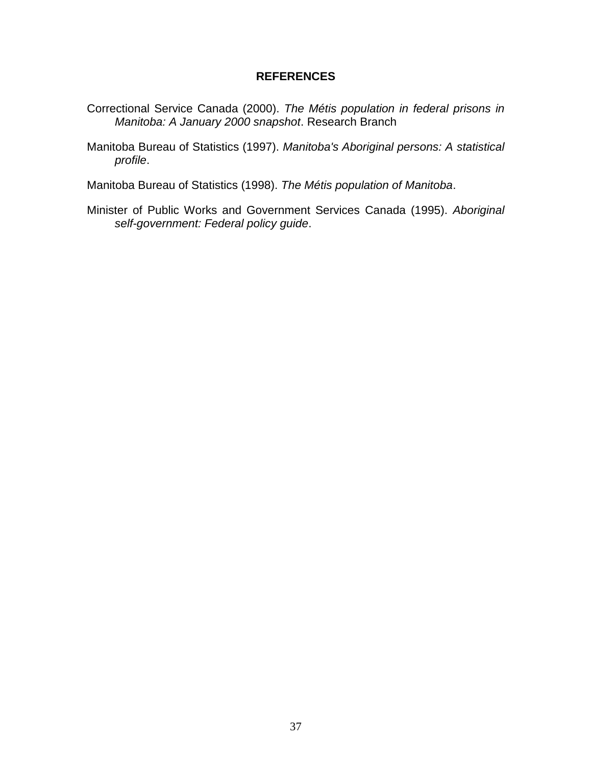## REFERENCES

Correctional Service Canada (2000). *The Métis population in federal prisons in Manitoba: A January 2000 snapshot*. Research Branch

Manitoba Bureau of Statistics (1997). *Manitoba's Aboriginal persons: A statistical profile*.

Manitoba Bureau of Statistics (1998). *The Métis population of Manitoba*.

Minister of Public Works and Government Services Canada (1995). *Aboriginal self-government: Federal policy guide*.